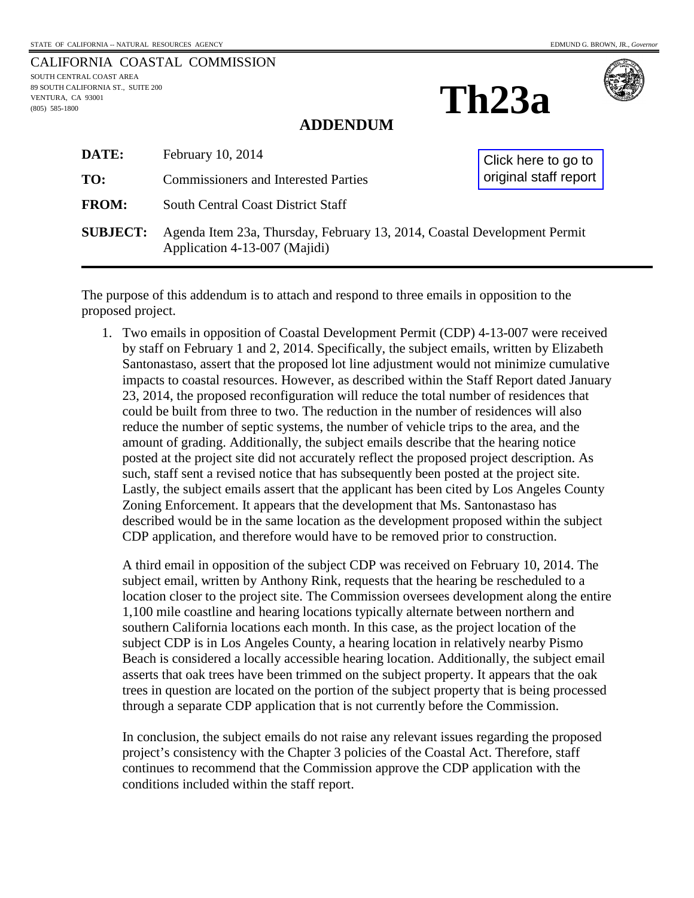STATE OF CALIFORNIA -- NATURAL RESOURCES AGENCY EDMUND G. BROWN, JR., *Governor*

CALIFORNIA COASTAL COMMISSION
SOUTH CENTRAL COAST AREA
89 SOUTH CALIFORNIA ST., SUITE 200
VENTURA, CA 93001
(805) 585-1800

# Th23a

## ADDENDUM

Click here to go to original staff report

**DATE:** February 10, 2014

**TO:** Commissioners and Interested Parties

**FROM:** South Central Coast District Staff

**SUBJECT:** Agenda Item 23a, Thursday, February 13, 2014, Coastal Development Permit Application 4-13-007 (Majidi)

---

The purpose of this addendum is to attach and respond to three emails in opposition to the proposed project.

1. Two emails in opposition of Coastal Development Permit (CDP) 4-13-007 were received by staff on February 1 and 2, 2014. Specifically, the subject emails, written by Elizabeth Santonastaso, assert that the proposed lot line adjustment would not minimize cumulative impacts to coastal resources. However, as described within the Staff Report dated January 23, 2014, the proposed reconfiguration will reduce the total number of residences that could be built from three to two. The reduction in the number of residences will also reduce the number of septic systems, the number of vehicle trips to the area, and the amount of grading. Additionally, the subject emails describe that the hearing notice posted at the project site did not accurately reflect the proposed project description. As such, staff sent a revised notice that has subsequently been posted at the project site. Lastly, the subject emails assert that the applicant has been cited by Los Angeles County Zoning Enforcement. It appears that the development that Ms. Santonastaso has described would be in the same location as the development proposed within the subject CDP application, and therefore would have to be removed prior to construction.

   A third email in opposition of the subject CDP was received on February 10, 2014. The subject email, written by Anthony Rink, requests that the hearing be rescheduled to a location closer to the project site. The Commission oversees development along the entire 1,100 mile coastline and hearing locations typically alternate between northern and southern California locations each month. In this case, as the project location of the subject CDP is in Los Angeles County, a hearing location in relatively nearby Pismo Beach is considered a locally accessible hearing location. Additionally, the subject email asserts that oak trees have been trimmed on the subject property. It appears that the oak trees in question are located on the portion of the subject property that is being processed through a separate CDP application that is not currently before the Commission.

   In conclusion, the subject emails do not raise any relevant issues regarding the proposed project's consistency with the Chapter 3 policies of the Coastal Act. Therefore, staff continues to recommend that the Commission approve the CDP application with the conditions included within the staff report.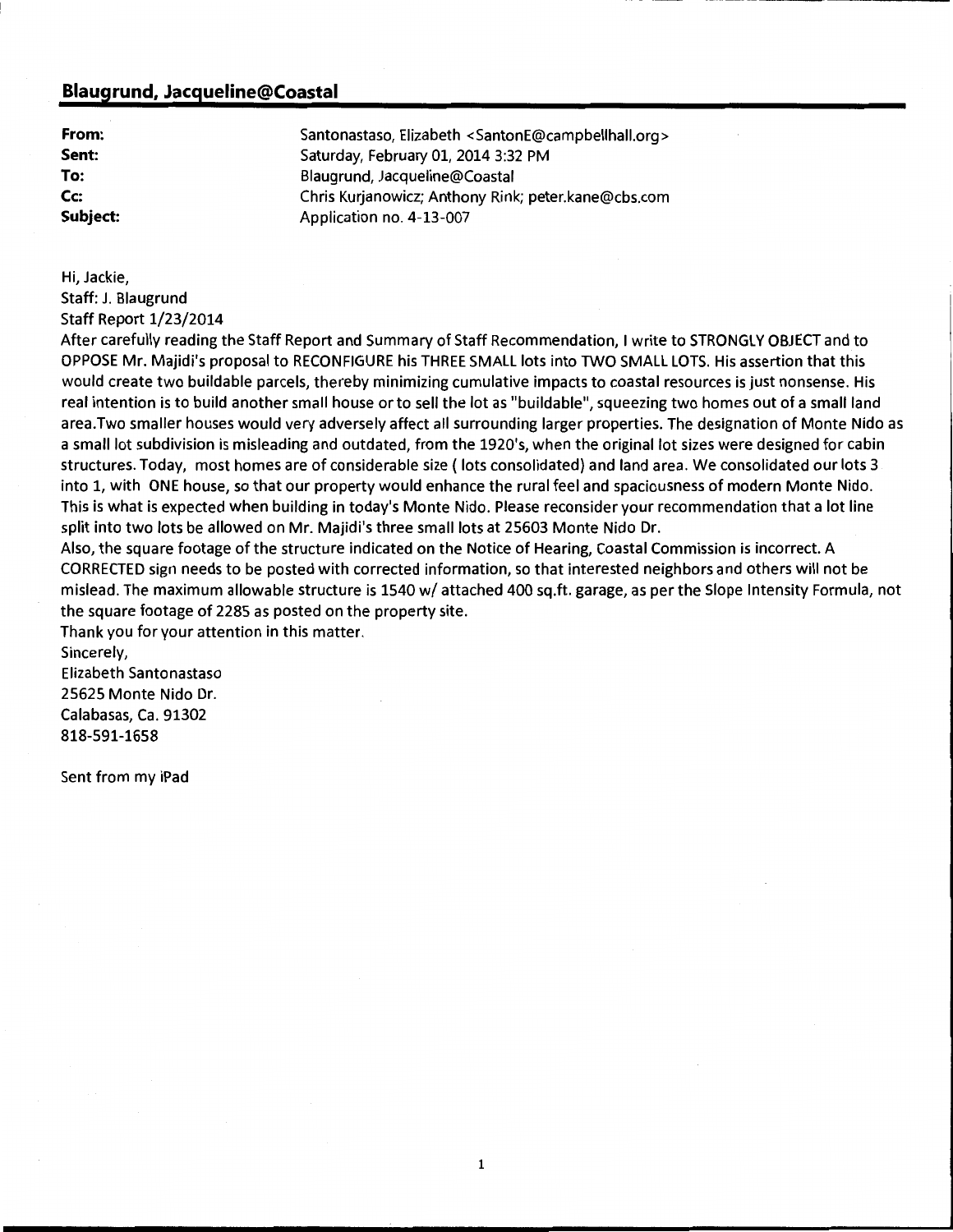## Blaugrund, Jacqueline@Coastal

**From:** Santonastaso, Elizabeth <SantonE@campbellhall.org>
**Sent:** Saturday, February 01, 2014 3:32 PM
**To:** Blaugrund, Jacqueline@Coastal
**Cc:** Chris Kurjanowicz; Anthony Rink; peter.kane@cbs.com
**Subject:** Application no. 4-13-007

Hi, Jackie,
Staff: J. Blaugrund
Staff Report 1/23/2014
After carefully reading the Staff Report and Summary of Staff Recommendation, I write to STRONGLY OBJECT and to OPPOSE Mr. Majidi's proposal to RECONFIGURE his THREE SMALL lots into TWO SMALL LOTS. His assertion that this would create two buildable parcels, thereby minimizing cumulative impacts to coastal resources is just nonsense. His real intention is to build another small house or to sell the lot as "buildable", squeezing two homes out of a small land area.Two smaller houses would very adversely affect all surrounding larger properties. The designation of Monte Nido as a small lot subdivision is misleading and outdated, from the 1920's, when the original lot sizes were designed for cabin structures. Today, most homes are of considerable size ( lots consolidated) and land area. We consolidated our lots 3 into 1, with ONE house, so that our property would enhance the rural feel and spaciousness of modern Monte Nido. This is what is expected when building in today's Monte Nido. Please reconsider your recommendation that a lot line split into two lots be allowed on Mr. Majidi's three small lots at 25603 Monte Nido Dr.
Also, the square footage of the structure indicated on the Notice of Hearing, Coastal Commission is incorrect. A CORRECTED sign needs to be posted with corrected information, so that interested neighbors and others will not be mislead. The maximum allowable structure is 1540 w/ attached 400 sq.ft. garage, as per the Slope Intensity Formula, not the square footage of 2285 as posted on the property site.
Thank you for your attention in this matter.
Sincerely,
Elizabeth Santonastaso
25625 Monte Nido Dr.
Calabasas, Ca. 91302
818-591-1658

Sent from my iPad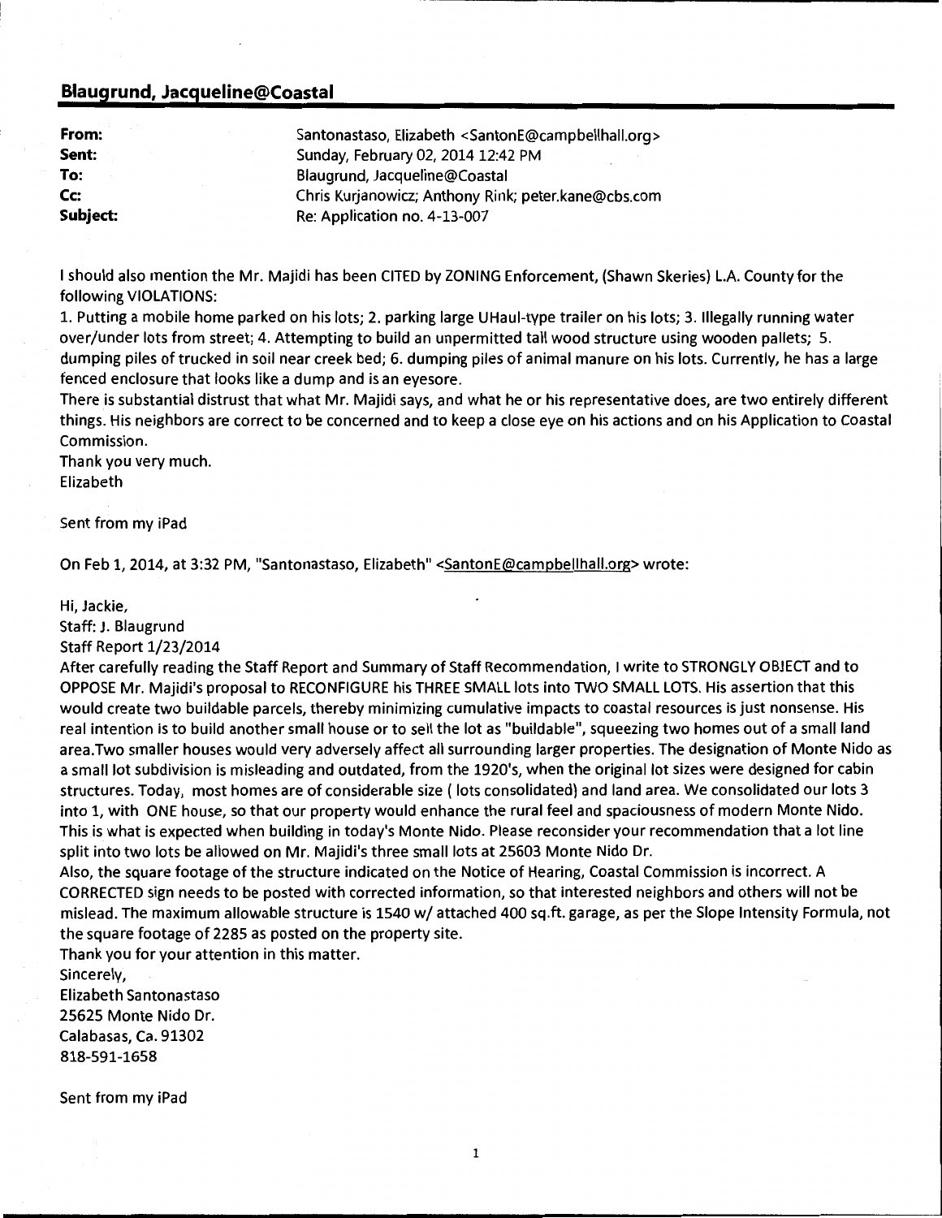## Blaugrund, Jacqueline@Coastal

**From:** Santonastaso, Elizabeth <SantonE@campbellhall.org>
**Sent:** Sunday, February 02, 2014 12:42 PM
**To:** Blaugrund, Jacqueline@Coastal
**Cc:** Chris Kurjanowicz; Anthony Rink; peter.kane@cbs.com
**Subject:** Re: Application no. 4-13-007

I should also mention the Mr. Majidi has been CITED by ZONING Enforcement, (Shawn Skeries) L.A. County for the following VIOLATIONS:

1. Putting a mobile home parked on his lots; 2. parking large UHaul-type trailer on his lots; 3. Illegally running water over/under lots from street; 4. Attempting to build an unpermitted tall wood structure using wooden pallets; 5. dumping piles of trucked in soil near creek bed; 6. dumping piles of animal manure on his lots. Currently, he has a large fenced enclosure that looks like a dump and is an eyesore.

There is substantial distrust that what Mr. Majidi says, and what he or his representative does, are two entirely different things. His neighbors are correct to be concerned and to keep a close eye on his actions and on his Application to Coastal Commission.

Thank you very much.
Elizabeth

Sent from my iPad

On Feb 1, 2014, at 3:32 PM, "Santonastaso, Elizabeth" <SantonE@campbellhall.org> wrote:

Hi, Jackie,
Staff: J. Blaugrund
Staff Report 1/23/2014

After carefully reading the Staff Report and Summary of Staff Recommendation, I write to STRONGLY OBJECT and to OPPOSE Mr. Majidi's proposal to RECONFIGURE his THREE SMALL lots into TWO SMALL LOTS. His assertion that this would create two buildable parcels, thereby minimizing cumulative impacts to coastal resources is just nonsense. His real intention is to build another small house or to sell the lot as "buildable", squeezing two homes out of a small land area.Two smaller houses would very adversely affect all surrounding larger properties. The designation of Monte Nido as a small lot subdivision is misleading and outdated, from the 1920's, when the original lot sizes were designed for cabin structures. Today, most homes are of considerable size ( lots consolidated) and land area. We consolidated our lots 3 into 1, with ONE house, so that our property would enhance the rural feel and spaciousness of modern Monte Nido. This is what is expected when building in today's Monte Nido. Please reconsider your recommendation that a lot line split into two lots be allowed on Mr. Majidi's three small lots at 25603 Monte Nido Dr.

Also, the square footage of the structure indicated on the Notice of Hearing, Coastal Commission is incorrect. A CORRECTED sign needs to be posted with corrected information, so that interested neighbors and others will not be mislead. The maximum allowable structure is 1540 w/ attached 400 sq.ft. garage, as per the Slope Intensity Formula, not the square footage of 2285 as posted on the property site.

Thank you for your attention in this matter.
Sincerely,
Elizabeth Santonastaso
25625 Monte Nido Dr.
Calabasas, Ca. 91302
818-591-1658

Sent from my iPad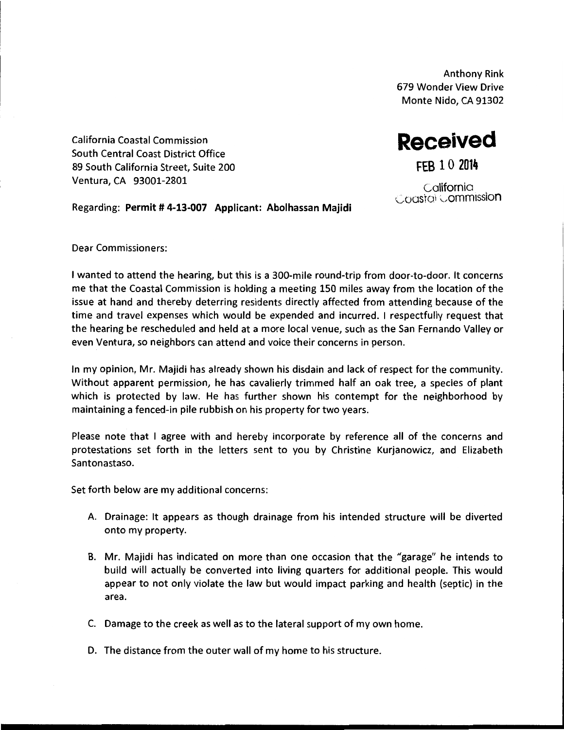Anthony Rink
679 Wonder View Drive
Monte Nido, CA 91302

California Coastal Commission
South Central Coast District Office
89 South California Street, Suite 200
Ventura, CA 93001-2801

**Received**

FEB 10 2014

California
Coastal Commission

Regarding: **Permit # 4-13-007 Applicant: Abolhassan Majidi**

Dear Commissioners:

I wanted to attend the hearing, but this is a 300-mile round-trip from door-to-door. It concerns me that the Coastal Commission is holding a meeting 150 miles away from the location of the issue at hand and thereby deterring residents directly affected from attending because of the time and travel expenses which would be expended and incurred. I respectfully request that the hearing be rescheduled and held at a more local venue, such as the San Fernando Valley or even Ventura, so neighbors can attend and voice their concerns in person.

In my opinion, Mr. Majidi has already shown his disdain and lack of respect for the community. Without apparent permission, he has cavalierly trimmed half an oak tree, a species of plant which is protected by law. He has further shown his contempt for the neighborhood by maintaining a fenced-in pile rubbish on his property for two years.

Please note that I agree with and hereby incorporate by reference all of the concerns and protestations set forth in the letters sent to you by Christine Kurjanowicz, and Elizabeth Santonastaso.

Set forth below are my additional concerns:

A. Drainage: It appears as though drainage from his intended structure will be diverted onto my property.

B. Mr. Majidi has indicated on more than one occasion that the "garage" he intends to build will actually be converted into living quarters for additional people. This would appear to not only violate the law but would impact parking and health (septic) in the area.

C. Damage to the creek as well as to the lateral support of my own home.

D. The distance from the outer wall of my home to his structure.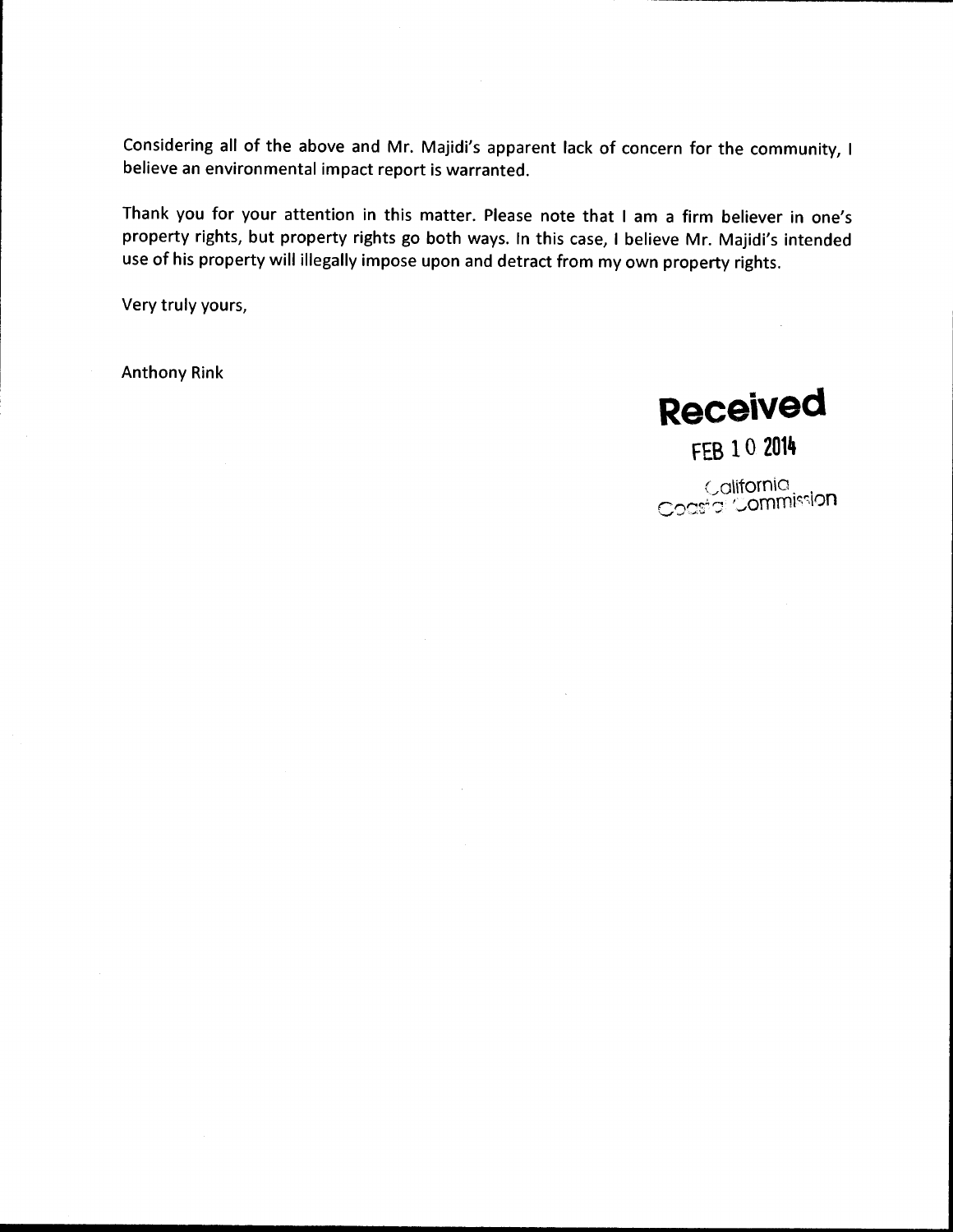Considering all of the above and Mr. Majidi's apparent lack of concern for the community, I believe an environmental impact report is warranted.

Thank you for your attention in this matter. Please note that I am a firm believer in one's property rights, but property rights go both ways. In this case, I believe Mr. Majidi's intended use of his property will illegally impose upon and detract from my own property rights.

Very truly yours,

Anthony Rink

**Received**

FEB 10 2014

California Coastal Commission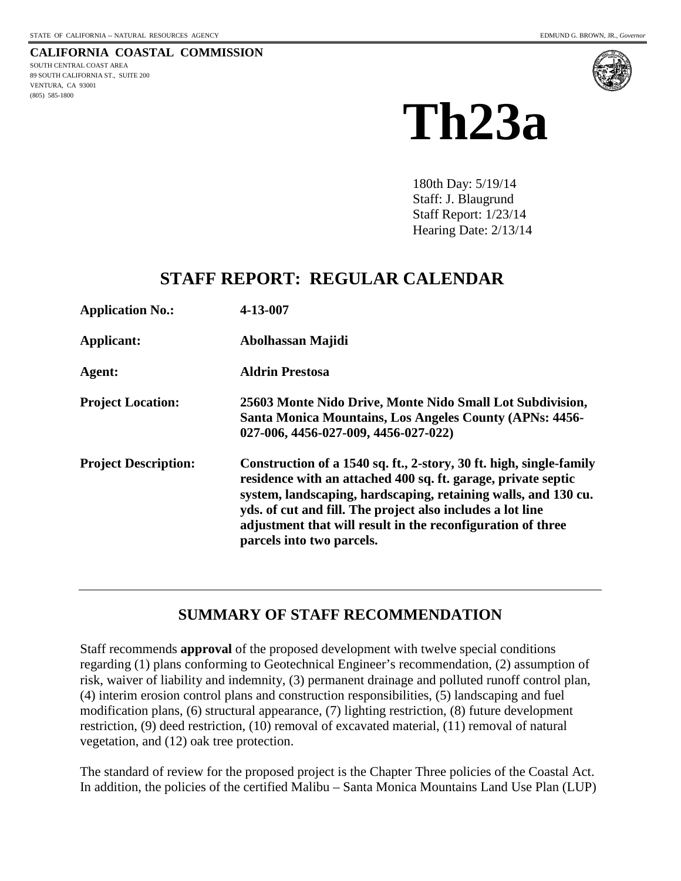STATE OF CALIFORNIA -- NATURAL RESOURCES AGENCY EDMUND G. BROWN, JR., *Governor*

**CALIFORNIA COASTAL COMMISSION**
SOUTH CENTRAL COAST AREA
89 SOUTH CALIFORNIA ST., SUITE 200
VENTURA, CA 93001
(805) 585-1800

# Th23a

180th Day: 5/19/14
Staff: J. Blaugrund
Staff Report: 1/23/14
Hearing Date: 2/13/14

## STAFF REPORT: REGULAR CALENDAR

| | |
|---|---|
| **Application No.:** | **4-13-007** |
| **Applicant:** | **Abolhassan Majidi** |
| **Agent:** | **Aldrin Prestosa** |
| **Project Location:** | **25603 Monte Nido Drive, Monte Nido Small Lot Subdivision, Santa Monica Mountains, Los Angeles County (APNs: 4456-027-006, 4456-027-009, 4456-027-022)** |
| **Project Description:** | **Construction of a 1540 sq. ft., 2-story, 30 ft. high, single-family residence with an attached 400 sq. ft. garage, private septic system, landscaping, hardscaping, retaining walls, and 130 cu. yds. of cut and fill. The project also includes a lot line adjustment that will result in the reconfiguration of three parcels into two parcels.** |

## SUMMARY OF STAFF RECOMMENDATION

Staff recommends **approval** of the proposed development with twelve special conditions regarding (1) plans conforming to Geotechnical Engineer's recommendation, (2) assumption of risk, waiver of liability and indemnity, (3) permanent drainage and polluted runoff control plan, (4) interim erosion control plans and construction responsibilities, (5) landscaping and fuel modification plans, (6) structural appearance, (7) lighting restriction, (8) future development restriction, (9) deed restriction, (10) removal of excavated material, (11) removal of natural vegetation, and (12) oak tree protection.

The standard of review for the proposed project is the Chapter Three policies of the Coastal Act. In addition, the policies of the certified Malibu – Santa Monica Mountains Land Use Plan (LUP)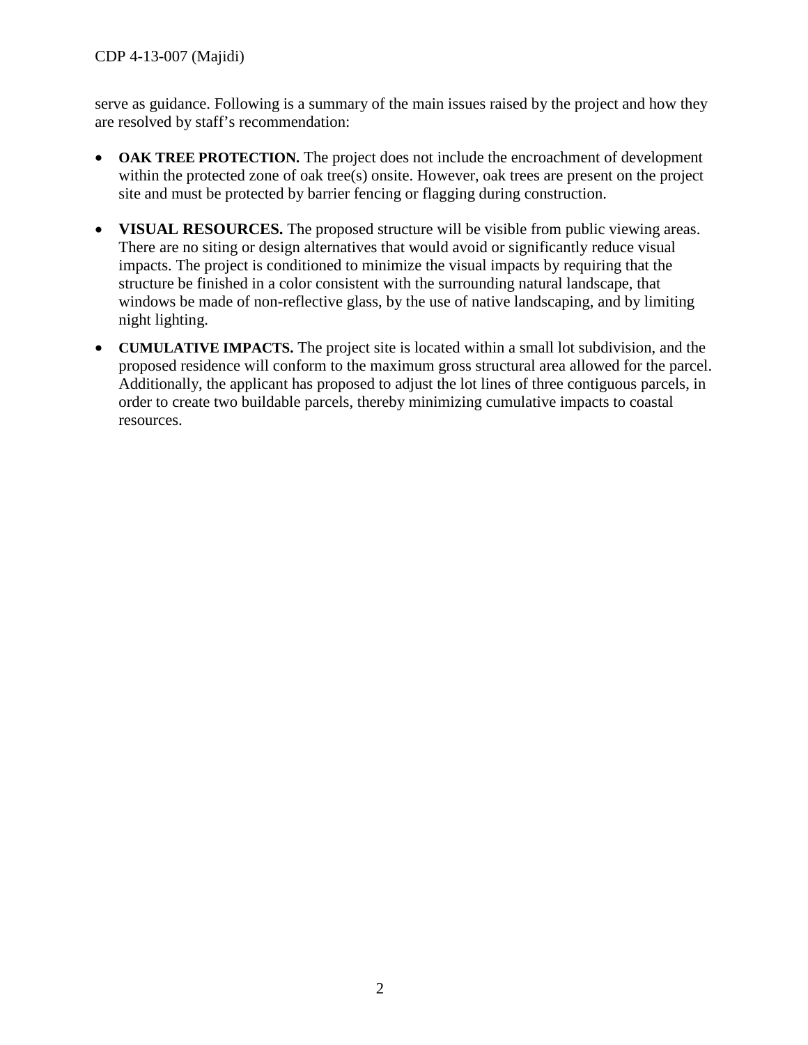serve as guidance. Following is a summary of the main issues raised by the project and how they are resolved by staff's recommendation:

- **OAK TREE PROTECTION.** The project does not include the encroachment of development within the protected zone of oak tree(s) onsite. However, oak trees are present on the project site and must be protected by barrier fencing or flagging during construction.

- **VISUAL RESOURCES.** The proposed structure will be visible from public viewing areas. There are no siting or design alternatives that would avoid or significantly reduce visual impacts. The project is conditioned to minimize the visual impacts by requiring that the structure be finished in a color consistent with the surrounding natural landscape, that windows be made of non-reflective glass, by the use of native landscaping, and by limiting night lighting.

- **CUMULATIVE IMPACTS.** The project site is located within a small lot subdivision, and the proposed residence will conform to the maximum gross structural area allowed for the parcel. Additionally, the applicant has proposed to adjust the lot lines of three contiguous parcels, in order to create two buildable parcels, thereby minimizing cumulative impacts to coastal resources.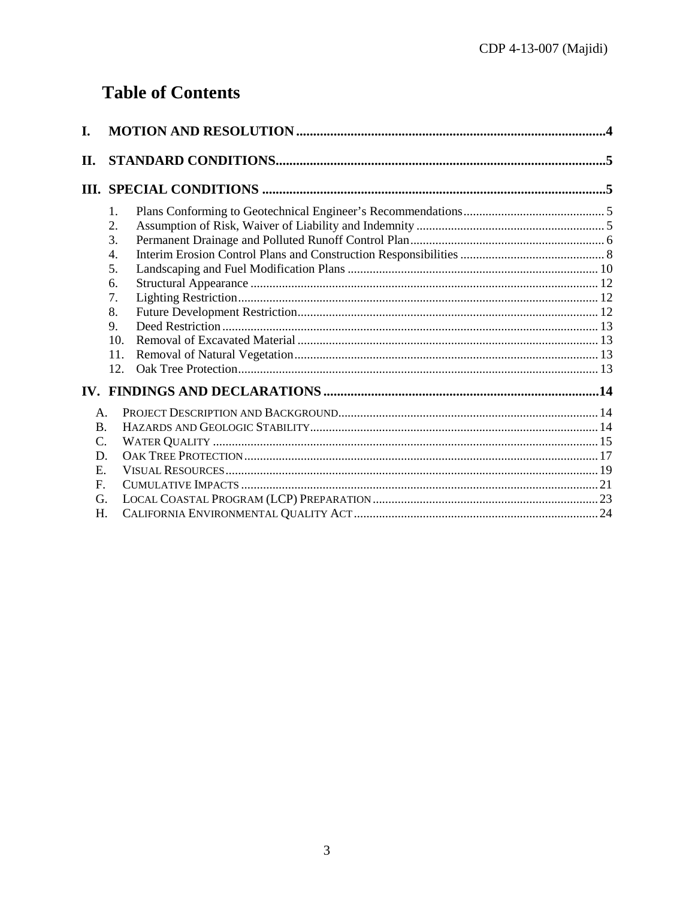# Table of Contents

I. MOTION AND RESOLUTION ........................................................................................4

II. STANDARD CONDITIONS.............................................................................................5

III. SPECIAL CONDITIONS ..................................................................................................5

1. Plans Conforming to Geotechnical Engineer's Recommendations ............................................ 5
2. Assumption of Risk, Waiver of Liability and Indemnity ........................................................... 5
3. Permanent Drainage and Polluted Runoff Control Plan............................................................. 6
4. Interim Erosion Control Plans and Construction Responsibilities ............................................ 8
5. Landscaping and Fuel Modification Plans .............................................................................. 10
6. Structural Appearance ............................................................................................................. 12
7. Lighting Restriction................................................................................................................. 12
8. Future Development Restriction.............................................................................................. 12
9. Deed Restriction ...................................................................................................................... 13
10. Removal of Excavated Material .............................................................................................. 13
11. Removal of Natural Vegetation............................................................................................... 13
12. Oak Tree Protection................................................................................................................. 13

IV. FINDINGS AND DECLARATIONS ..............................................................................14

A. PROJECT DESCRIPTION AND BACKGROUND................................................................................. 14
B. HAZARDS AND GEOLOGIC STABILITY.......................................................................................... 14
C. WATER QUALITY ........................................................................................................................ 15
D. OAK TREE PROTECTION............................................................................................................... 17
E. VISUAL RESOURCES..................................................................................................................... 19
F. CUMULATIVE IMPACTS ................................................................................................................ 21
G. LOCAL COASTAL PROGRAM (LCP) PREPARATION ....................................................................... 23
H. CALIFORNIA ENVIRONMENTAL QUALITY ACT ............................................................................ 24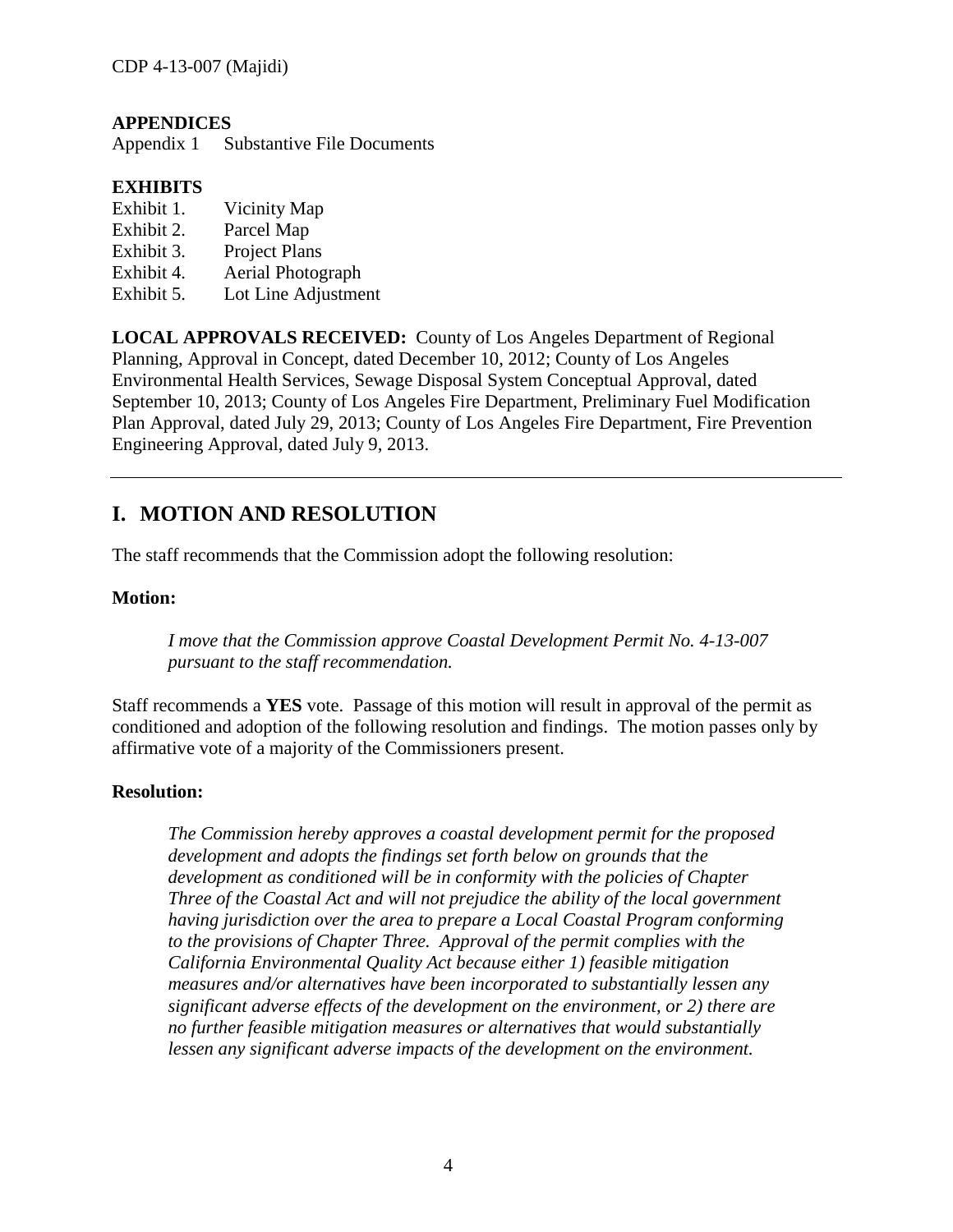**APPENDICES**

Appendix 1 Substantive File Documents

**EXHIBITS**

Exhibit 1. Vicinity Map
Exhibit 2. Parcel Map
Exhibit 3. Project Plans
Exhibit 4. Aerial Photograph
Exhibit 5. Lot Line Adjustment

**LOCAL APPROVALS RECEIVED:** County of Los Angeles Department of Regional Planning, Approval in Concept, dated December 10, 2012; County of Los Angeles Environmental Health Services, Sewage Disposal System Conceptual Approval, dated September 10, 2013; County of Los Angeles Fire Department, Preliminary Fuel Modification Plan Approval, dated July 29, 2013; County of Los Angeles Fire Department, Fire Prevention Engineering Approval, dated July 9, 2013.

---

## I. MOTION AND RESOLUTION

The staff recommends that the Commission adopt the following resolution:

**Motion:**

*I move that the Commission approve Coastal Development Permit No. 4-13-007 pursuant to the staff recommendation.*

Staff recommends a **YES** vote. Passage of this motion will result in approval of the permit as conditioned and adoption of the following resolution and findings. The motion passes only by affirmative vote of a majority of the Commissioners present.

**Resolution:**

*The Commission hereby approves a coastal development permit for the proposed development and adopts the findings set forth below on grounds that the development as conditioned will be in conformity with the policies of Chapter Three of the Coastal Act and will not prejudice the ability of the local government having jurisdiction over the area to prepare a Local Coastal Program conforming to the provisions of Chapter Three. Approval of the permit complies with the California Environmental Quality Act because either 1) feasible mitigation measures and/or alternatives have been incorporated to substantially lessen any significant adverse effects of the development on the environment, or 2) there are no further feasible mitigation measures or alternatives that would substantially lessen any significant adverse impacts of the development on the environment.*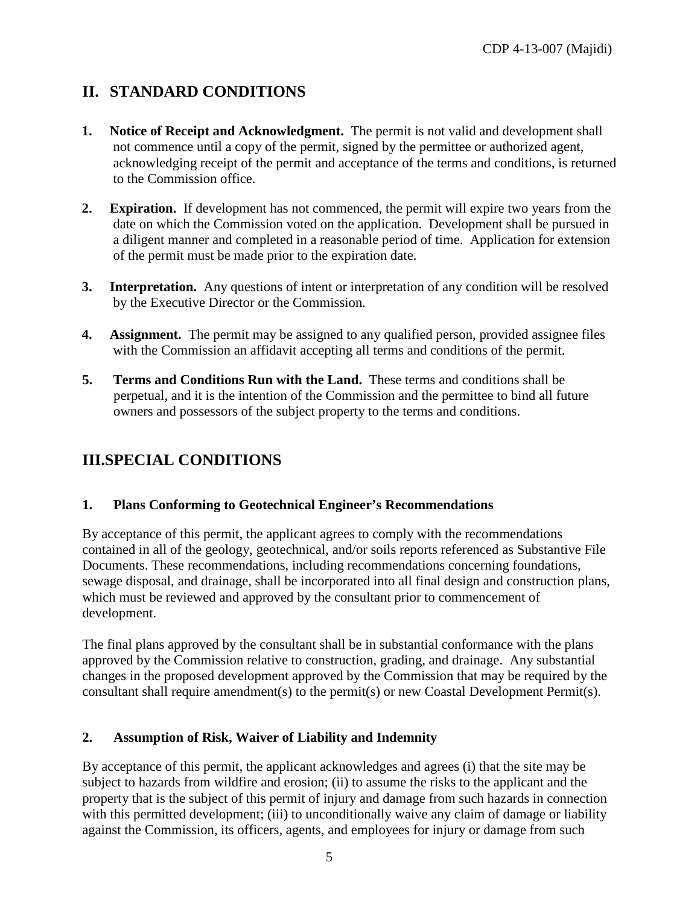## II. STANDARD CONDITIONS

1. **Notice of Receipt and Acknowledgment.** The permit is not valid and development shall not commence until a copy of the permit, signed by the permittee or authorized agent, acknowledging receipt of the permit and acceptance of the terms and conditions, is returned to the Commission office.

2. **Expiration.** If development has not commenced, the permit will expire two years from the date on which the Commission voted on the application. Development shall be pursued in a diligent manner and completed in a reasonable period of time. Application for extension of the permit must be made prior to the expiration date.

3. **Interpretation.** Any questions of intent or interpretation of any condition will be resolved by the Executive Director or the Commission.

4. **Assignment.** The permit may be assigned to any qualified person, provided assignee files with the Commission an affidavit accepting all terms and conditions of the permit.

5. **Terms and Conditions Run with the Land.** These terms and conditions shall be perpetual, and it is the intention of the Commission and the permittee to bind all future owners and possessors of the subject property to the terms and conditions.

## III.SPECIAL CONDITIONS

### 1. Plans Conforming to Geotechnical Engineer's Recommendations

By acceptance of this permit, the applicant agrees to comply with the recommendations contained in all of the geology, geotechnical, and/or soils reports referenced as Substantive File Documents. These recommendations, including recommendations concerning foundations, sewage disposal, and drainage, shall be incorporated into all final design and construction plans, which must be reviewed and approved by the consultant prior to commencement of development.

The final plans approved by the consultant shall be in substantial conformance with the plans approved by the Commission relative to construction, grading, and drainage. Any substantial changes in the proposed development approved by the Commission that may be required by the consultant shall require amendment(s) to the permit(s) or new Coastal Development Permit(s).

### 2. Assumption of Risk, Waiver of Liability and Indemnity

By acceptance of this permit, the applicant acknowledges and agrees (i) that the site may be subject to hazards from wildfire and erosion; (ii) to assume the risks to the applicant and the property that is the subject of this permit of injury and damage from such hazards in connection with this permitted development; (iii) to unconditionally waive any claim of damage or liability against the Commission, its officers, agents, and employees for injury or damage from such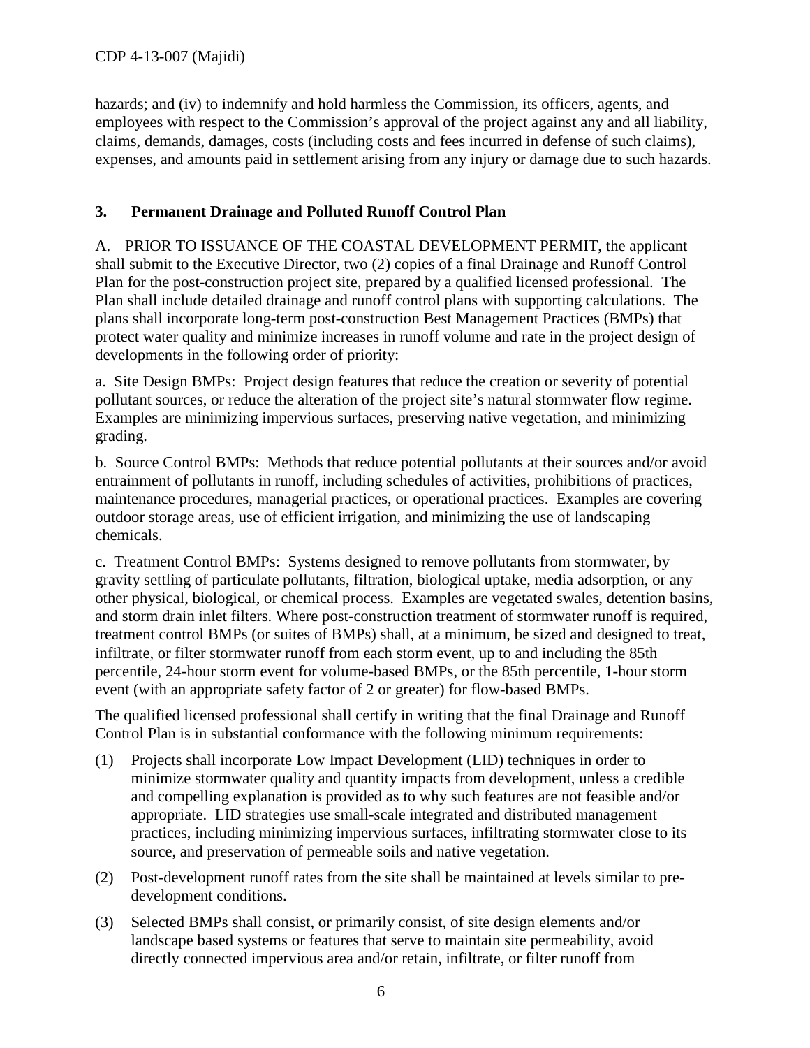hazards; and (iv) to indemnify and hold harmless the Commission, its officers, agents, and employees with respect to the Commission's approval of the project against any and all liability, claims, demands, damages, costs (including costs and fees incurred in defense of such claims), expenses, and amounts paid in settlement arising from any injury or damage due to such hazards.

### 3. Permanent Drainage and Polluted Runoff Control Plan

A. PRIOR TO ISSUANCE OF THE COASTAL DEVELOPMENT PERMIT, the applicant shall submit to the Executive Director, two (2) copies of a final Drainage and Runoff Control Plan for the post-construction project site, prepared by a qualified licensed professional. The Plan shall include detailed drainage and runoff control plans with supporting calculations. The plans shall incorporate long-term post-construction Best Management Practices (BMPs) that protect water quality and minimize increases in runoff volume and rate in the project design of developments in the following order of priority:

a. Site Design BMPs: Project design features that reduce the creation or severity of potential pollutant sources, or reduce the alteration of the project site's natural stormwater flow regime. Examples are minimizing impervious surfaces, preserving native vegetation, and minimizing grading.

b. Source Control BMPs: Methods that reduce potential pollutants at their sources and/or avoid entrainment of pollutants in runoff, including schedules of activities, prohibitions of practices, maintenance procedures, managerial practices, or operational practices. Examples are covering outdoor storage areas, use of efficient irrigation, and minimizing the use of landscaping chemicals.

c. Treatment Control BMPs: Systems designed to remove pollutants from stormwater, by gravity settling of particulate pollutants, filtration, biological uptake, media adsorption, or any other physical, biological, or chemical process. Examples are vegetated swales, detention basins, and storm drain inlet filters. Where post-construction treatment of stormwater runoff is required, treatment control BMPs (or suites of BMPs) shall, at a minimum, be sized and designed to treat, infiltrate, or filter stormwater runoff from each storm event, up to and including the 85th percentile, 24-hour storm event for volume-based BMPs, or the 85th percentile, 1-hour storm event (with an appropriate safety factor of 2 or greater) for flow-based BMPs.

The qualified licensed professional shall certify in writing that the final Drainage and Runoff Control Plan is in substantial conformance with the following minimum requirements:

(1) Projects shall incorporate Low Impact Development (LID) techniques in order to minimize stormwater quality and quantity impacts from development, unless a credible and compelling explanation is provided as to why such features are not feasible and/or appropriate. LID strategies use small-scale integrated and distributed management practices, including minimizing impervious surfaces, infiltrating stormwater close to its source, and preservation of permeable soils and native vegetation.

(2) Post-development runoff rates from the site shall be maintained at levels similar to pre-development conditions.

(3) Selected BMPs shall consist, or primarily consist, of site design elements and/or landscape based systems or features that serve to maintain site permeability, avoid directly connected impervious area and/or retain, infiltrate, or filter runoff from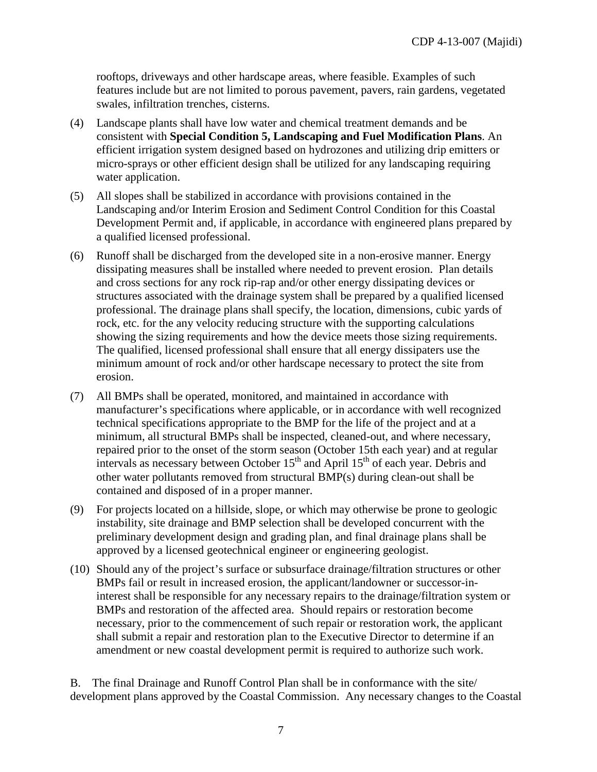rooftops, driveways and other hardscape areas, where feasible. Examples of such features include but are not limited to porous pavement, pavers, rain gardens, vegetated swales, infiltration trenches, cisterns.

(4) Landscape plants shall have low water and chemical treatment demands and be consistent with **Special Condition 5, Landscaping and Fuel Modification Plans**. An efficient irrigation system designed based on hydrozones and utilizing drip emitters or micro-sprays or other efficient design shall be utilized for any landscaping requiring water application.

(5) All slopes shall be stabilized in accordance with provisions contained in the Landscaping and/or Interim Erosion and Sediment Control Condition for this Coastal Development Permit and, if applicable, in accordance with engineered plans prepared by a qualified licensed professional.

(6) Runoff shall be discharged from the developed site in a non-erosive manner. Energy dissipating measures shall be installed where needed to prevent erosion. Plan details and cross sections for any rock rip-rap and/or other energy dissipating devices or structures associated with the drainage system shall be prepared by a qualified licensed professional. The drainage plans shall specify, the location, dimensions, cubic yards of rock, etc. for the any velocity reducing structure with the supporting calculations showing the sizing requirements and how the device meets those sizing requirements. The qualified, licensed professional shall ensure that all energy dissipaters use the minimum amount of rock and/or other hardscape necessary to protect the site from erosion.

(7) All BMPs shall be operated, monitored, and maintained in accordance with manufacturer's specifications where applicable, or in accordance with well recognized technical specifications appropriate to the BMP for the life of the project and at a minimum, all structural BMPs shall be inspected, cleaned-out, and where necessary, repaired prior to the onset of the storm season (October 15th each year) and at regular intervals as necessary between October 15th and April 15th of each year. Debris and other water pollutants removed from structural BMP(s) during clean-out shall be contained and disposed of in a proper manner.

(9) For projects located on a hillside, slope, or which may otherwise be prone to geologic instability, site drainage and BMP selection shall be developed concurrent with the preliminary development design and grading plan, and final drainage plans shall be approved by a licensed geotechnical engineer or engineering geologist.

(10) Should any of the project's surface or subsurface drainage/filtration structures or other BMPs fail or result in increased erosion, the applicant/landowner or successor-in-interest shall be responsible for any necessary repairs to the drainage/filtration system or BMPs and restoration of the affected area. Should repairs or restoration become necessary, prior to the commencement of such repair or restoration work, the applicant shall submit a repair and restoration plan to the Executive Director to determine if an amendment or new coastal development permit is required to authorize such work.

B. The final Drainage and Runoff Control Plan shall be in conformance with the site/ development plans approved by the Coastal Commission. Any necessary changes to the Coastal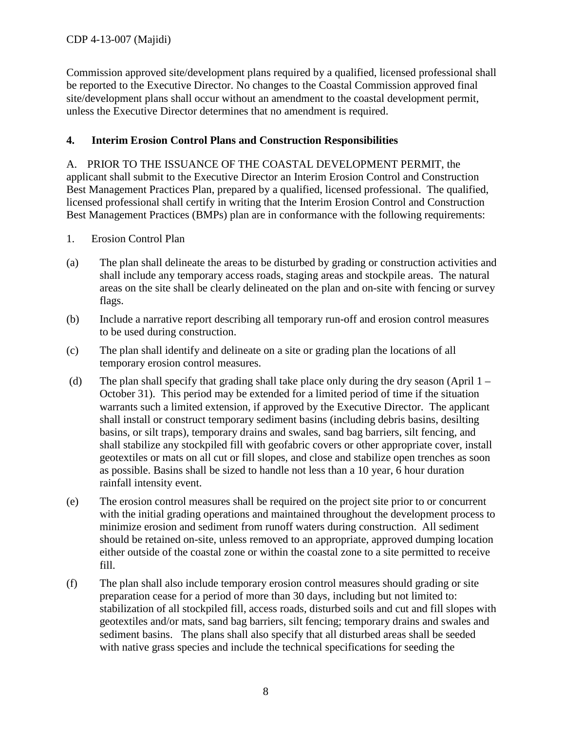Commission approved site/development plans required by a qualified, licensed professional shall be reported to the Executive Director. No changes to the Coastal Commission approved final site/development plans shall occur without an amendment to the coastal development permit, unless the Executive Director determines that no amendment is required.

### 4. Interim Erosion Control Plans and Construction Responsibilities

A. PRIOR TO THE ISSUANCE OF THE COASTAL DEVELOPMENT PERMIT, the applicant shall submit to the Executive Director an Interim Erosion Control and Construction Best Management Practices Plan, prepared by a qualified, licensed professional. The qualified, licensed professional shall certify in writing that the Interim Erosion Control and Construction Best Management Practices (BMPs) plan are in conformance with the following requirements:

1. Erosion Control Plan

(a) The plan shall delineate the areas to be disturbed by grading or construction activities and shall include any temporary access roads, staging areas and stockpile areas. The natural areas on the site shall be clearly delineated on the plan and on-site with fencing or survey flags.

(b) Include a narrative report describing all temporary run-off and erosion control measures to be used during construction.

(c) The plan shall identify and delineate on a site or grading plan the locations of all temporary erosion control measures.

(d) The plan shall specify that grading shall take place only during the dry season (April 1 – October 31). This period may be extended for a limited period of time if the situation warrants such a limited extension, if approved by the Executive Director. The applicant shall install or construct temporary sediment basins (including debris basins, desilting basins, or silt traps), temporary drains and swales, sand bag barriers, silt fencing, and shall stabilize any stockpiled fill with geofabric covers or other appropriate cover, install geotextiles or mats on all cut or fill slopes, and close and stabilize open trenches as soon as possible. Basins shall be sized to handle not less than a 10 year, 6 hour duration rainfall intensity event.

(e) The erosion control measures shall be required on the project site prior to or concurrent with the initial grading operations and maintained throughout the development process to minimize erosion and sediment from runoff waters during construction. All sediment should be retained on-site, unless removed to an appropriate, approved dumping location either outside of the coastal zone or within the coastal zone to a site permitted to receive fill.

(f) The plan shall also include temporary erosion control measures should grading or site preparation cease for a period of more than 30 days, including but not limited to: stabilization of all stockpiled fill, access roads, disturbed soils and cut and fill slopes with geotextiles and/or mats, sand bag barriers, silt fencing; temporary drains and swales and sediment basins. The plans shall also specify that all disturbed areas shall be seeded with native grass species and include the technical specifications for seeding the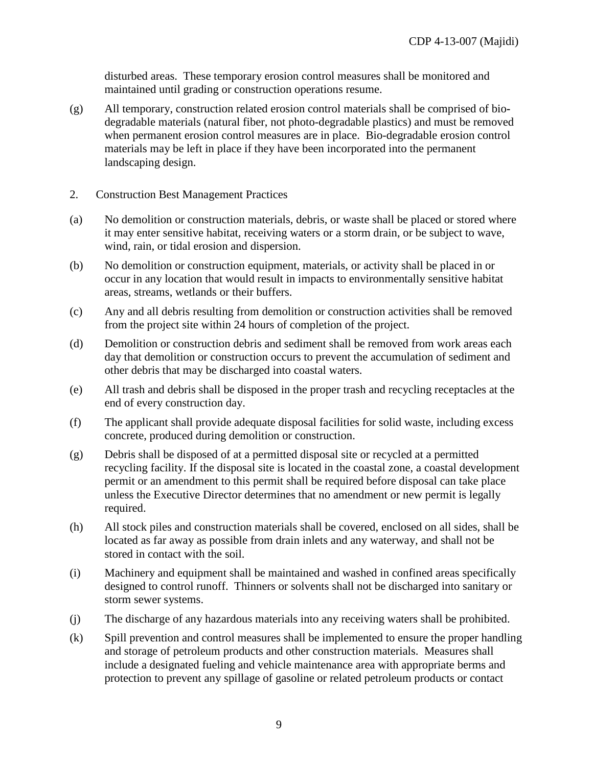disturbed areas. These temporary erosion control measures shall be monitored and maintained until grading or construction operations resume.

(g) All temporary, construction related erosion control materials shall be comprised of bio-degradable materials (natural fiber, not photo-degradable plastics) and must be removed when permanent erosion control measures are in place. Bio-degradable erosion control materials may be left in place if they have been incorporated into the permanent landscaping design.

2. Construction Best Management Practices

(a) No demolition or construction materials, debris, or waste shall be placed or stored where it may enter sensitive habitat, receiving waters or a storm drain, or be subject to wave, wind, rain, or tidal erosion and dispersion.

(b) No demolition or construction equipment, materials, or activity shall be placed in or occur in any location that would result in impacts to environmentally sensitive habitat areas, streams, wetlands or their buffers.

(c) Any and all debris resulting from demolition or construction activities shall be removed from the project site within 24 hours of completion of the project.

(d) Demolition or construction debris and sediment shall be removed from work areas each day that demolition or construction occurs to prevent the accumulation of sediment and other debris that may be discharged into coastal waters.

(e) All trash and debris shall be disposed in the proper trash and recycling receptacles at the end of every construction day.

(f) The applicant shall provide adequate disposal facilities for solid waste, including excess concrete, produced during demolition or construction.

(g) Debris shall be disposed of at a permitted disposal site or recycled at a permitted recycling facility. If the disposal site is located in the coastal zone, a coastal development permit or an amendment to this permit shall be required before disposal can take place unless the Executive Director determines that no amendment or new permit is legally required.

(h) All stock piles and construction materials shall be covered, enclosed on all sides, shall be located as far away as possible from drain inlets and any waterway, and shall not be stored in contact with the soil.

(i) Machinery and equipment shall be maintained and washed in confined areas specifically designed to control runoff. Thinners or solvents shall not be discharged into sanitary or storm sewer systems.

(j) The discharge of any hazardous materials into any receiving waters shall be prohibited.

(k) Spill prevention and control measures shall be implemented to ensure the proper handling and storage of petroleum products and other construction materials. Measures shall include a designated fueling and vehicle maintenance area with appropriate berms and protection to prevent any spillage of gasoline or related petroleum products or contact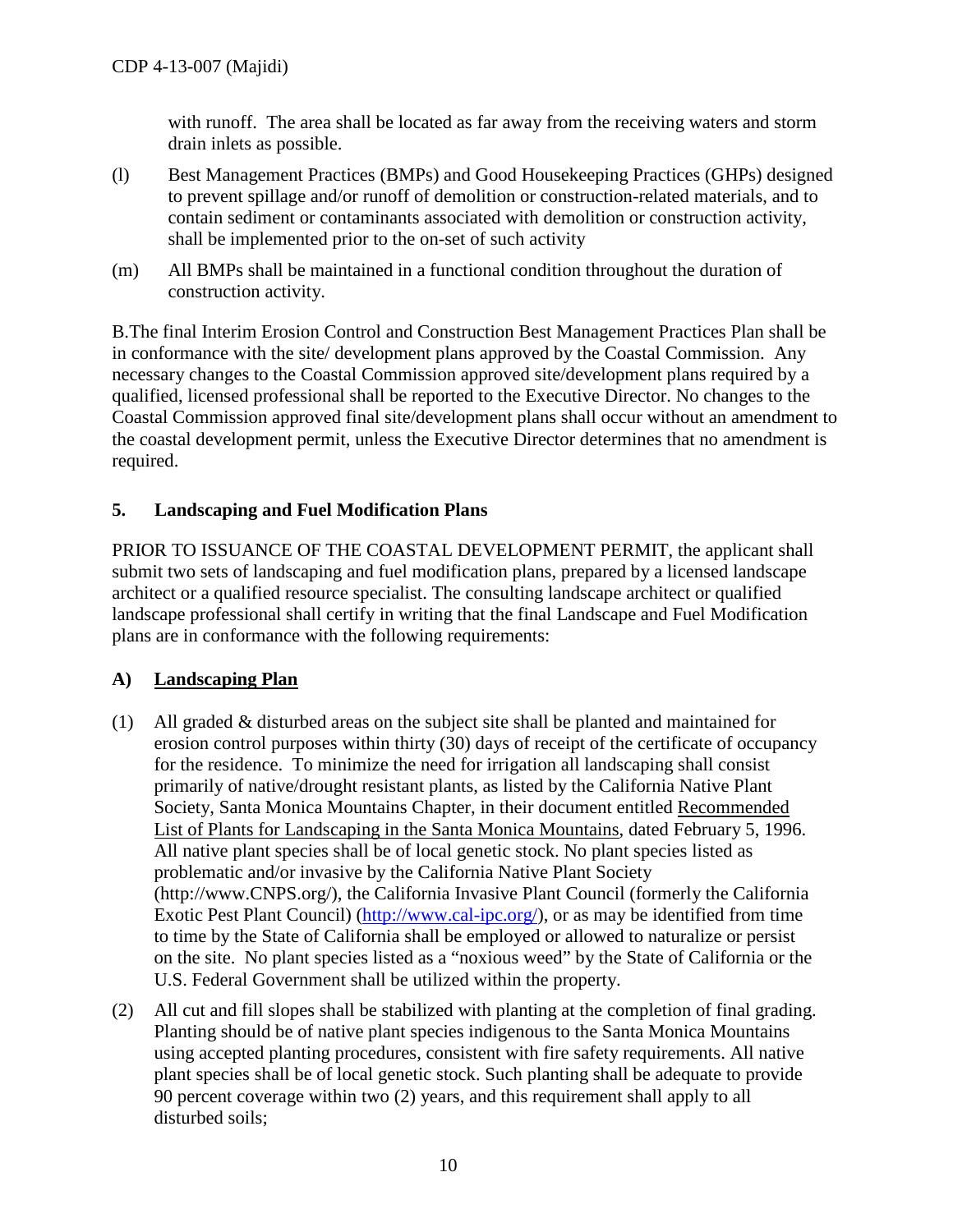with runoff. The area shall be located as far away from the receiving waters and storm drain inlets as possible.

(l) Best Management Practices (BMPs) and Good Housekeeping Practices (GHPs) designed to prevent spillage and/or runoff of demolition or construction-related materials, and to contain sediment or contaminants associated with demolition or construction activity, shall be implemented prior to the on-set of such activity

(m) All BMPs shall be maintained in a functional condition throughout the duration of construction activity.

B.The final Interim Erosion Control and Construction Best Management Practices Plan shall be in conformance with the site/ development plans approved by the Coastal Commission. Any necessary changes to the Coastal Commission approved site/development plans required by a qualified, licensed professional shall be reported to the Executive Director. No changes to the Coastal Commission approved final site/development plans shall occur without an amendment to the coastal development permit, unless the Executive Director determines that no amendment is required.

**5. Landscaping and Fuel Modification Plans**

PRIOR TO ISSUANCE OF THE COASTAL DEVELOPMENT PERMIT, the applicant shall submit two sets of landscaping and fuel modification plans, prepared by a licensed landscape architect or a qualified resource specialist. The consulting landscape architect or qualified landscape professional shall certify in writing that the final Landscape and Fuel Modification plans are in conformance with the following requirements:

**A) Landscaping Plan**

(1) All graded & disturbed areas on the subject site shall be planted and maintained for erosion control purposes within thirty (30) days of receipt of the certificate of occupancy for the residence. To minimize the need for irrigation all landscaping shall consist primarily of native/drought resistant plants, as listed by the California Native Plant Society, Santa Monica Mountains Chapter, in their document entitled Recommended List of Plants for Landscaping in the Santa Monica Mountains, dated February 5, 1996. All native plant species shall be of local genetic stock. No plant species listed as problematic and/or invasive by the California Native Plant Society (http://www.CNPS.org/), the California Invasive Plant Council (formerly the California Exotic Pest Plant Council) (http://www.cal-ipc.org/), or as may be identified from time to time by the State of California shall be employed or allowed to naturalize or persist on the site. No plant species listed as a "noxious weed" by the State of California or the U.S. Federal Government shall be utilized within the property.

(2) All cut and fill slopes shall be stabilized with planting at the completion of final grading. Planting should be of native plant species indigenous to the Santa Monica Mountains using accepted planting procedures, consistent with fire safety requirements. All native plant species shall be of local genetic stock. Such planting shall be adequate to provide 90 percent coverage within two (2) years, and this requirement shall apply to all disturbed soils;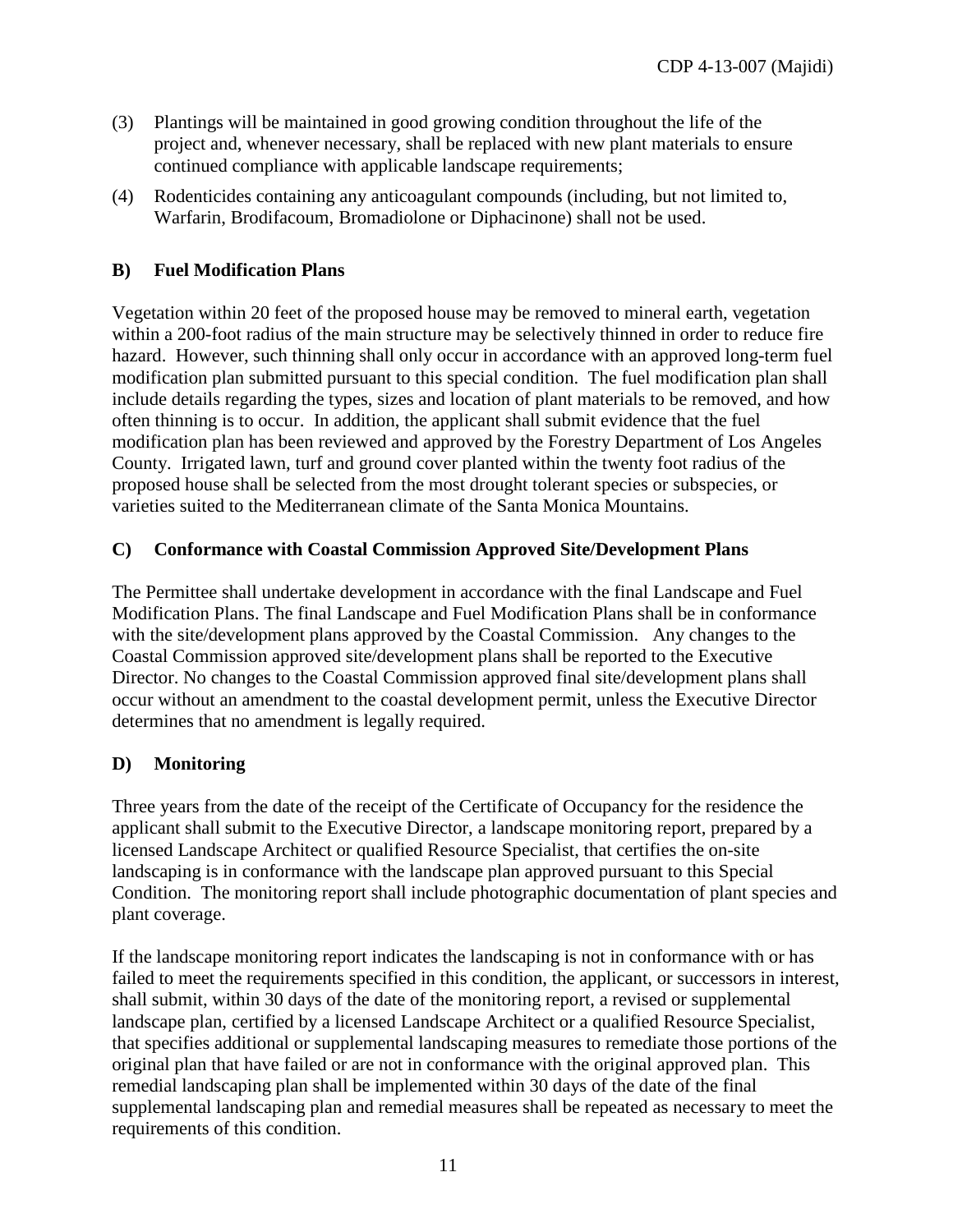(3) Plantings will be maintained in good growing condition throughout the life of the project and, whenever necessary, shall be replaced with new plant materials to ensure continued compliance with applicable landscape requirements;

(4) Rodenticides containing any anticoagulant compounds (including, but not limited to, Warfarin, Brodifacoum, Bromadiolone or Diphacinone) shall not be used.

**B) Fuel Modification Plans**

Vegetation within 20 feet of the proposed house may be removed to mineral earth, vegetation within a 200-foot radius of the main structure may be selectively thinned in order to reduce fire hazard. However, such thinning shall only occur in accordance with an approved long-term fuel modification plan submitted pursuant to this special condition. The fuel modification plan shall include details regarding the types, sizes and location of plant materials to be removed, and how often thinning is to occur. In addition, the applicant shall submit evidence that the fuel modification plan has been reviewed and approved by the Forestry Department of Los Angeles County. Irrigated lawn, turf and ground cover planted within the twenty foot radius of the proposed house shall be selected from the most drought tolerant species or subspecies, or varieties suited to the Mediterranean climate of the Santa Monica Mountains.

**C) Conformance with Coastal Commission Approved Site/Development Plans**

The Permittee shall undertake development in accordance with the final Landscape and Fuel Modification Plans. The final Landscape and Fuel Modification Plans shall be in conformance with the site/development plans approved by the Coastal Commission. Any changes to the Coastal Commission approved site/development plans shall be reported to the Executive Director. No changes to the Coastal Commission approved final site/development plans shall occur without an amendment to the coastal development permit, unless the Executive Director determines that no amendment is legally required.

**D) Monitoring**

Three years from the date of the receipt of the Certificate of Occupancy for the residence the applicant shall submit to the Executive Director, a landscape monitoring report, prepared by a licensed Landscape Architect or qualified Resource Specialist, that certifies the on-site landscaping is in conformance with the landscape plan approved pursuant to this Special Condition. The monitoring report shall include photographic documentation of plant species and plant coverage.

If the landscape monitoring report indicates the landscaping is not in conformance with or has failed to meet the requirements specified in this condition, the applicant, or successors in interest, shall submit, within 30 days of the date of the monitoring report, a revised or supplemental landscape plan, certified by a licensed Landscape Architect or a qualified Resource Specialist, that specifies additional or supplemental landscaping measures to remediate those portions of the original plan that have failed or are not in conformance with the original approved plan. This remedial landscaping plan shall be implemented within 30 days of the date of the final supplemental landscaping plan and remedial measures shall be repeated as necessary to meet the requirements of this condition.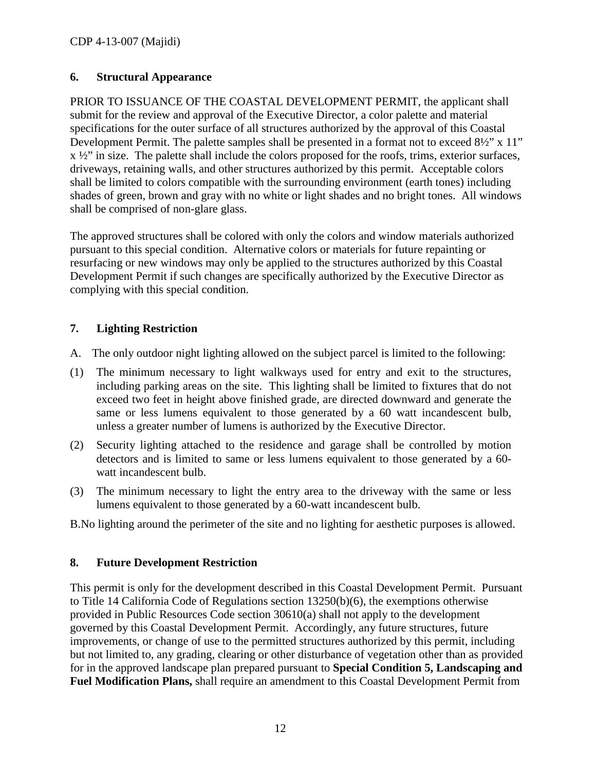### 6. Structural Appearance

PRIOR TO ISSUANCE OF THE COASTAL DEVELOPMENT PERMIT, the applicant shall submit for the review and approval of the Executive Director, a color palette and material specifications for the outer surface of all structures authorized by the approval of this Coastal Development Permit. The palette samples shall be presented in a format not to exceed 8½" x 11" x ½" in size. The palette shall include the colors proposed for the roofs, trims, exterior surfaces, driveways, retaining walls, and other structures authorized by this permit. Acceptable colors shall be limited to colors compatible with the surrounding environment (earth tones) including shades of green, brown and gray with no white or light shades and no bright tones. All windows shall be comprised of non-glare glass.

The approved structures shall be colored with only the colors and window materials authorized pursuant to this special condition. Alternative colors or materials for future repainting or resurfacing or new windows may only be applied to the structures authorized by this Coastal Development Permit if such changes are specifically authorized by the Executive Director as complying with this special condition.

### 7. Lighting Restriction

A. The only outdoor night lighting allowed on the subject parcel is limited to the following:

(1) The minimum necessary to light walkways used for entry and exit to the structures, including parking areas on the site. This lighting shall be limited to fixtures that do not exceed two feet in height above finished grade, are directed downward and generate the same or less lumens equivalent to those generated by a 60 watt incandescent bulb, unless a greater number of lumens is authorized by the Executive Director.

(2) Security lighting attached to the residence and garage shall be controlled by motion detectors and is limited to same or less lumens equivalent to those generated by a 60-watt incandescent bulb.

(3) The minimum necessary to light the entry area to the driveway with the same or less lumens equivalent to those generated by a 60-watt incandescent bulb.

B. No lighting around the perimeter of the site and no lighting for aesthetic purposes is allowed.

### 8. Future Development Restriction

This permit is only for the development described in this Coastal Development Permit. Pursuant to Title 14 California Code of Regulations section 13250(b)(6), the exemptions otherwise provided in Public Resources Code section 30610(a) shall not apply to the development governed by this Coastal Development Permit. Accordingly, any future structures, future improvements, or change of use to the permitted structures authorized by this permit, including but not limited to, any grading, clearing or other disturbance of vegetation other than as provided for in the approved landscape plan prepared pursuant to **Special Condition 5, Landscaping and Fuel Modification Plans,** shall require an amendment to this Coastal Development Permit from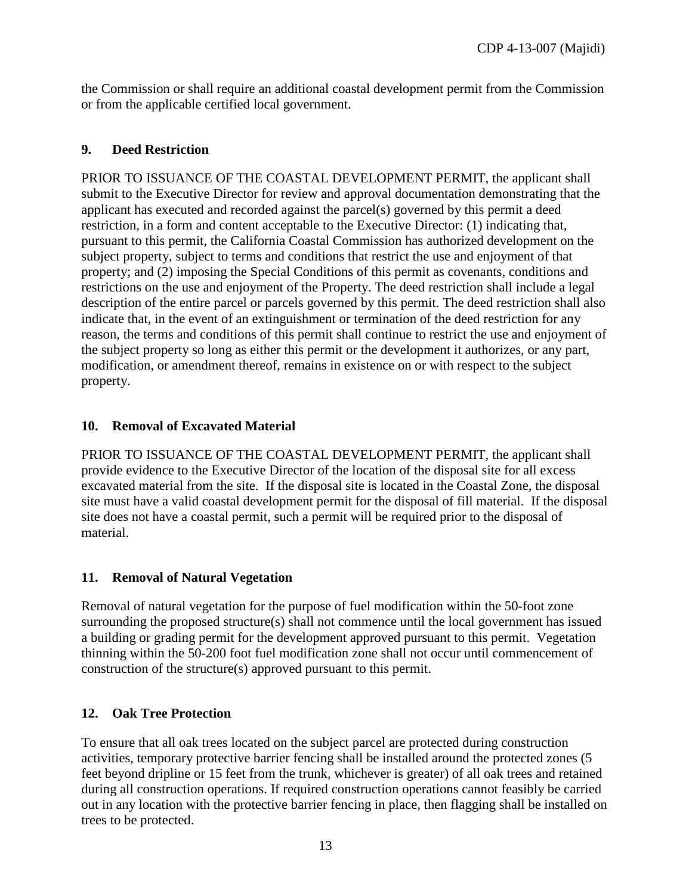the Commission or shall require an additional coastal development permit from the Commission or from the applicable certified local government.

**9. Deed Restriction**

PRIOR TO ISSUANCE OF THE COASTAL DEVELOPMENT PERMIT, the applicant shall submit to the Executive Director for review and approval documentation demonstrating that the applicant has executed and recorded against the parcel(s) governed by this permit a deed restriction, in a form and content acceptable to the Executive Director: (1) indicating that, pursuant to this permit, the California Coastal Commission has authorized development on the subject property, subject to terms and conditions that restrict the use and enjoyment of that property; and (2) imposing the Special Conditions of this permit as covenants, conditions and restrictions on the use and enjoyment of the Property. The deed restriction shall include a legal description of the entire parcel or parcels governed by this permit. The deed restriction shall also indicate that, in the event of an extinguishment or termination of the deed restriction for any reason, the terms and conditions of this permit shall continue to restrict the use and enjoyment of the subject property so long as either this permit or the development it authorizes, or any part, modification, or amendment thereof, remains in existence on or with respect to the subject property.

**10. Removal of Excavated Material**

PRIOR TO ISSUANCE OF THE COASTAL DEVELOPMENT PERMIT, the applicant shall provide evidence to the Executive Director of the location of the disposal site for all excess excavated material from the site. If the disposal site is located in the Coastal Zone, the disposal site must have a valid coastal development permit for the disposal of fill material. If the disposal site does not have a coastal permit, such a permit will be required prior to the disposal of material.

**11. Removal of Natural Vegetation**

Removal of natural vegetation for the purpose of fuel modification within the 50-foot zone surrounding the proposed structure(s) shall not commence until the local government has issued a building or grading permit for the development approved pursuant to this permit. Vegetation thinning within the 50-200 foot fuel modification zone shall not occur until commencement of construction of the structure(s) approved pursuant to this permit.

**12. Oak Tree Protection**

To ensure that all oak trees located on the subject parcel are protected during construction activities, temporary protective barrier fencing shall be installed around the protected zones (5 feet beyond dripline or 15 feet from the trunk, whichever is greater) of all oak trees and retained during all construction operations. If required construction operations cannot feasibly be carried out in any location with the protective barrier fencing in place, then flagging shall be installed on trees to be protected.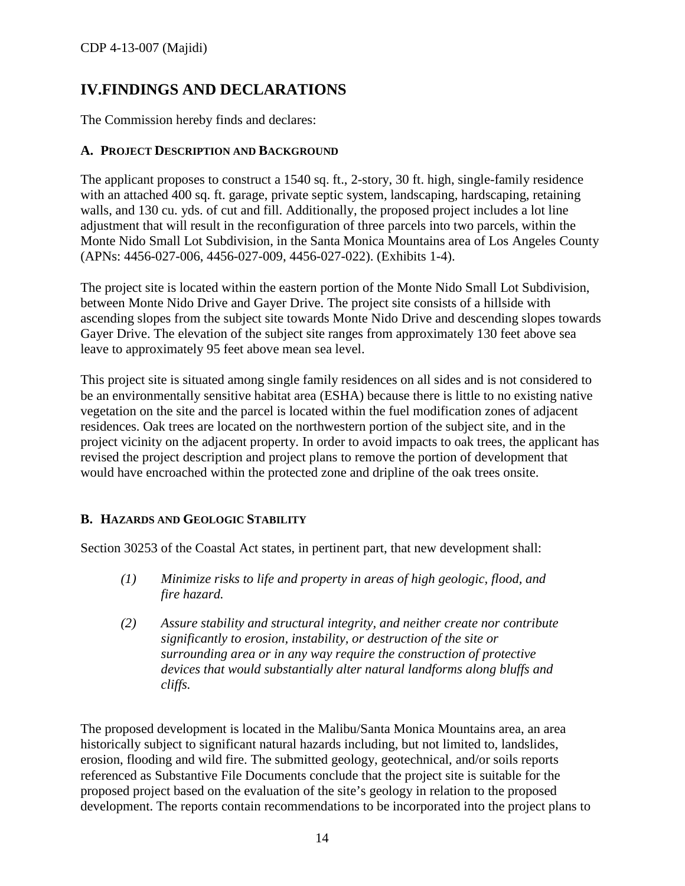## IV.FINDINGS AND DECLARATIONS

The Commission hereby finds and declares:

### A. PROJECT DESCRIPTION AND BACKGROUND

The applicant proposes to construct a 1540 sq. ft., 2-story, 30 ft. high, single-family residence with an attached 400 sq. ft. garage, private septic system, landscaping, hardscaping, retaining walls, and 130 cu. yds. of cut and fill. Additionally, the proposed project includes a lot line adjustment that will result in the reconfiguration of three parcels into two parcels, within the Monte Nido Small Lot Subdivision, in the Santa Monica Mountains area of Los Angeles County (APNs: 4456-027-006, 4456-027-009, 4456-027-022). (Exhibits 1-4).

The project site is located within the eastern portion of the Monte Nido Small Lot Subdivision, between Monte Nido Drive and Gayer Drive. The project site consists of a hillside with ascending slopes from the subject site towards Monte Nido Drive and descending slopes towards Gayer Drive. The elevation of the subject site ranges from approximately 130 feet above sea leave to approximately 95 feet above mean sea level.

This project site is situated among single family residences on all sides and is not considered to be an environmentally sensitive habitat area (ESHA) because there is little to no existing native vegetation on the site and the parcel is located within the fuel modification zones of adjacent residences. Oak trees are located on the northwestern portion of the subject site, and in the project vicinity on the adjacent property. In order to avoid impacts to oak trees, the applicant has revised the project description and project plans to remove the portion of development that would have encroached within the protected zone and dripline of the oak trees onsite.

### B. HAZARDS AND GEOLOGIC STABILITY

Section 30253 of the Coastal Act states, in pertinent part, that new development shall:

> *(1) Minimize risks to life and property in areas of high geologic, flood, and fire hazard.*
>
> *(2) Assure stability and structural integrity, and neither create nor contribute significantly to erosion, instability, or destruction of the site or surrounding area or in any way require the construction of protective devices that would substantially alter natural landforms along bluffs and cliffs.*

The proposed development is located in the Malibu/Santa Monica Mountains area, an area historically subject to significant natural hazards including, but not limited to, landslides, erosion, flooding and wild fire. The submitted geology, geotechnical, and/or soils reports referenced as Substantive File Documents conclude that the project site is suitable for the proposed project based on the evaluation of the site's geology in relation to the proposed development. The reports contain recommendations to be incorporated into the project plans to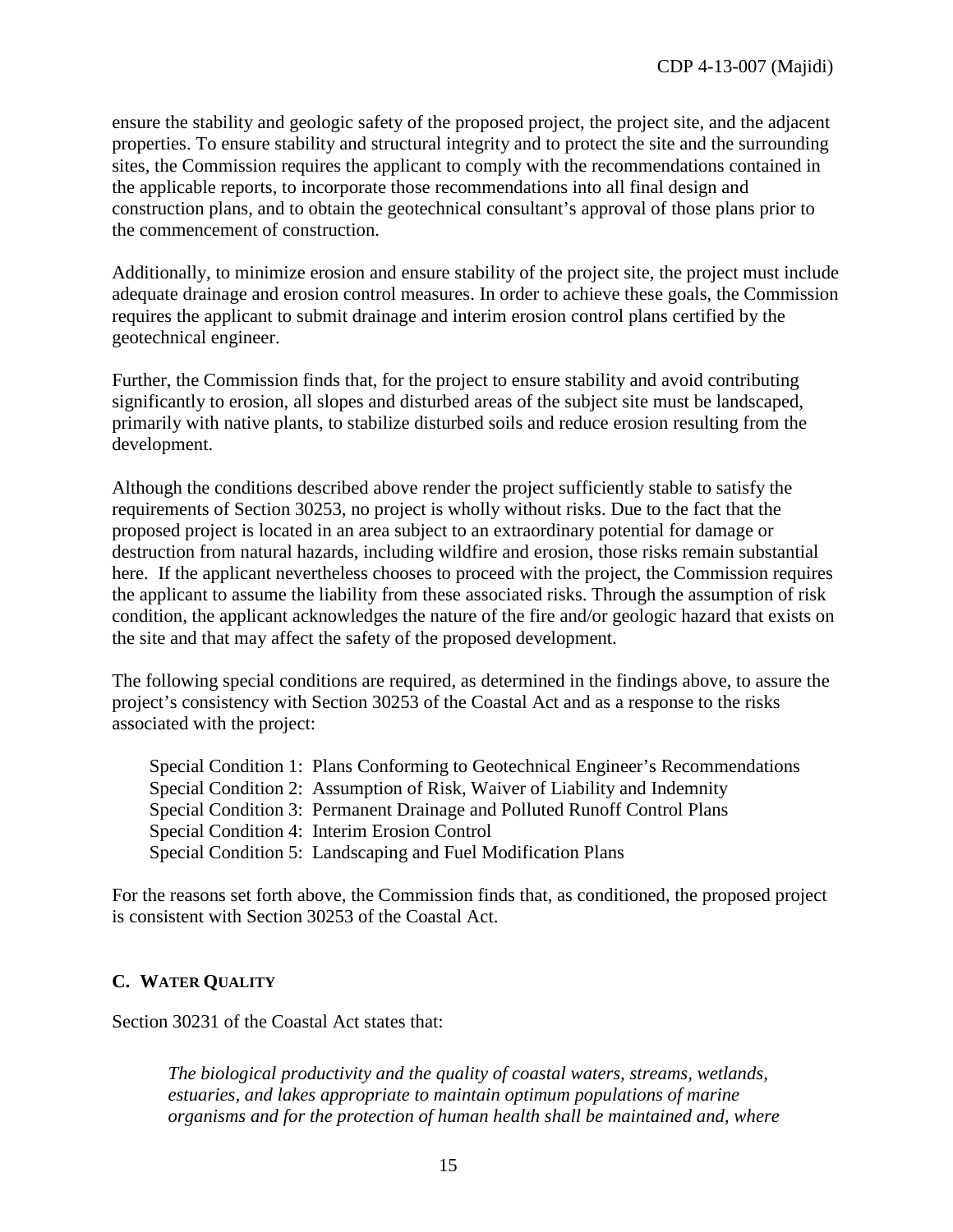ensure the stability and geologic safety of the proposed project, the project site, and the adjacent properties. To ensure stability and structural integrity and to protect the site and the surrounding sites, the Commission requires the applicant to comply with the recommendations contained in the applicable reports, to incorporate those recommendations into all final design and construction plans, and to obtain the geotechnical consultant's approval of those plans prior to the commencement of construction.

Additionally, to minimize erosion and ensure stability of the project site, the project must include adequate drainage and erosion control measures. In order to achieve these goals, the Commission requires the applicant to submit drainage and interim erosion control plans certified by the geotechnical engineer.

Further, the Commission finds that, for the project to ensure stability and avoid contributing significantly to erosion, all slopes and disturbed areas of the subject site must be landscaped, primarily with native plants, to stabilize disturbed soils and reduce erosion resulting from the development.

Although the conditions described above render the project sufficiently stable to satisfy the requirements of Section 30253, no project is wholly without risks. Due to the fact that the proposed project is located in an area subject to an extraordinary potential for damage or destruction from natural hazards, including wildfire and erosion, those risks remain substantial here. If the applicant nevertheless chooses to proceed with the project, the Commission requires the applicant to assume the liability from these associated risks. Through the assumption of risk condition, the applicant acknowledges the nature of the fire and/or geologic hazard that exists on the site and that may affect the safety of the proposed development.

The following special conditions are required, as determined in the findings above, to assure the project's consistency with Section 30253 of the Coastal Act and as a response to the risks associated with the project:

Special Condition 1: Plans Conforming to Geotechnical Engineer's Recommendations
Special Condition 2: Assumption of Risk, Waiver of Liability and Indemnity
Special Condition 3: Permanent Drainage and Polluted Runoff Control Plans
Special Condition 4: Interim Erosion Control
Special Condition 5: Landscaping and Fuel Modification Plans

For the reasons set forth above, the Commission finds that, as conditioned, the proposed project is consistent with Section 30253 of the Coastal Act.

## C. WATER QUALITY

Section 30231 of the Coastal Act states that:

> *The biological productivity and the quality of coastal waters, streams, wetlands, estuaries, and lakes appropriate to maintain optimum populations of marine organisms and for the protection of human health shall be maintained and, where*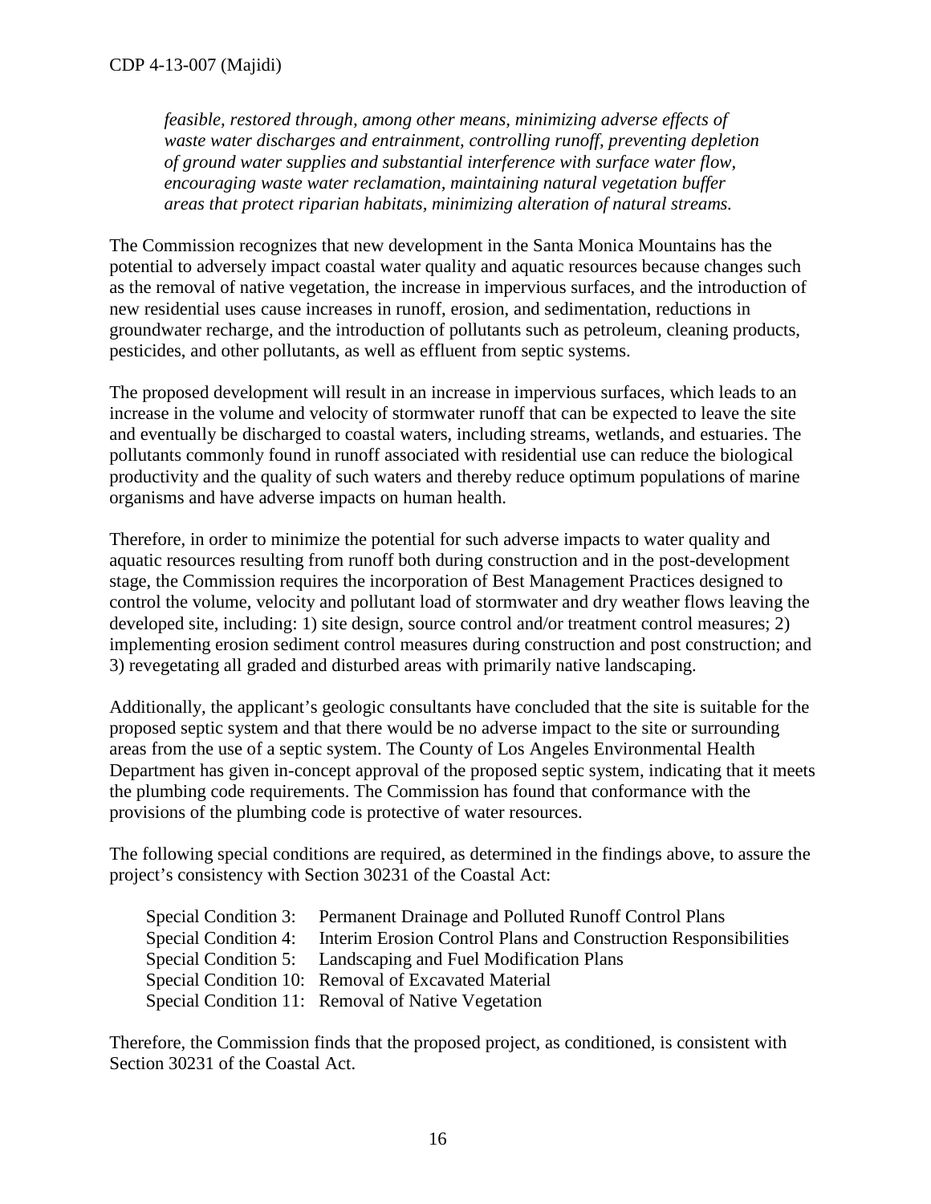*feasible, restored through, among other means, minimizing adverse effects of waste water discharges and entrainment, controlling runoff, preventing depletion of ground water supplies and substantial interference with surface water flow, encouraging waste water reclamation, maintaining natural vegetation buffer areas that protect riparian habitats, minimizing alteration of natural streams.*

The Commission recognizes that new development in the Santa Monica Mountains has the potential to adversely impact coastal water quality and aquatic resources because changes such as the removal of native vegetation, the increase in impervious surfaces, and the introduction of new residential uses cause increases in runoff, erosion, and sedimentation, reductions in groundwater recharge, and the introduction of pollutants such as petroleum, cleaning products, pesticides, and other pollutants, as well as effluent from septic systems.

The proposed development will result in an increase in impervious surfaces, which leads to an increase in the volume and velocity of stormwater runoff that can be expected to leave the site and eventually be discharged to coastal waters, including streams, wetlands, and estuaries. The pollutants commonly found in runoff associated with residential use can reduce the biological productivity and the quality of such waters and thereby reduce optimum populations of marine organisms and have adverse impacts on human health.

Therefore, in order to minimize the potential for such adverse impacts to water quality and aquatic resources resulting from runoff both during construction and in the post-development stage, the Commission requires the incorporation of Best Management Practices designed to control the volume, velocity and pollutant load of stormwater and dry weather flows leaving the developed site, including: 1) site design, source control and/or treatment control measures; 2) implementing erosion sediment control measures during construction and post construction; and 3) revegetating all graded and disturbed areas with primarily native landscaping.

Additionally, the applicant's geologic consultants have concluded that the site is suitable for the proposed septic system and that there would be no adverse impact to the site or surrounding areas from the use of a septic system. The County of Los Angeles Environmental Health Department has given in-concept approval of the proposed septic system, indicating that it meets the plumbing code requirements. The Commission has found that conformance with the provisions of the plumbing code is protective of water resources.

The following special conditions are required, as determined in the findings above, to assure the project's consistency with Section 30231 of the Coastal Act:

Special Condition 3: Permanent Drainage and Polluted Runoff Control Plans
Special Condition 4: Interim Erosion Control Plans and Construction Responsibilities
Special Condition 5: Landscaping and Fuel Modification Plans
Special Condition 10: Removal of Excavated Material
Special Condition 11: Removal of Native Vegetation

Therefore, the Commission finds that the proposed project, as conditioned, is consistent with Section 30231 of the Coastal Act.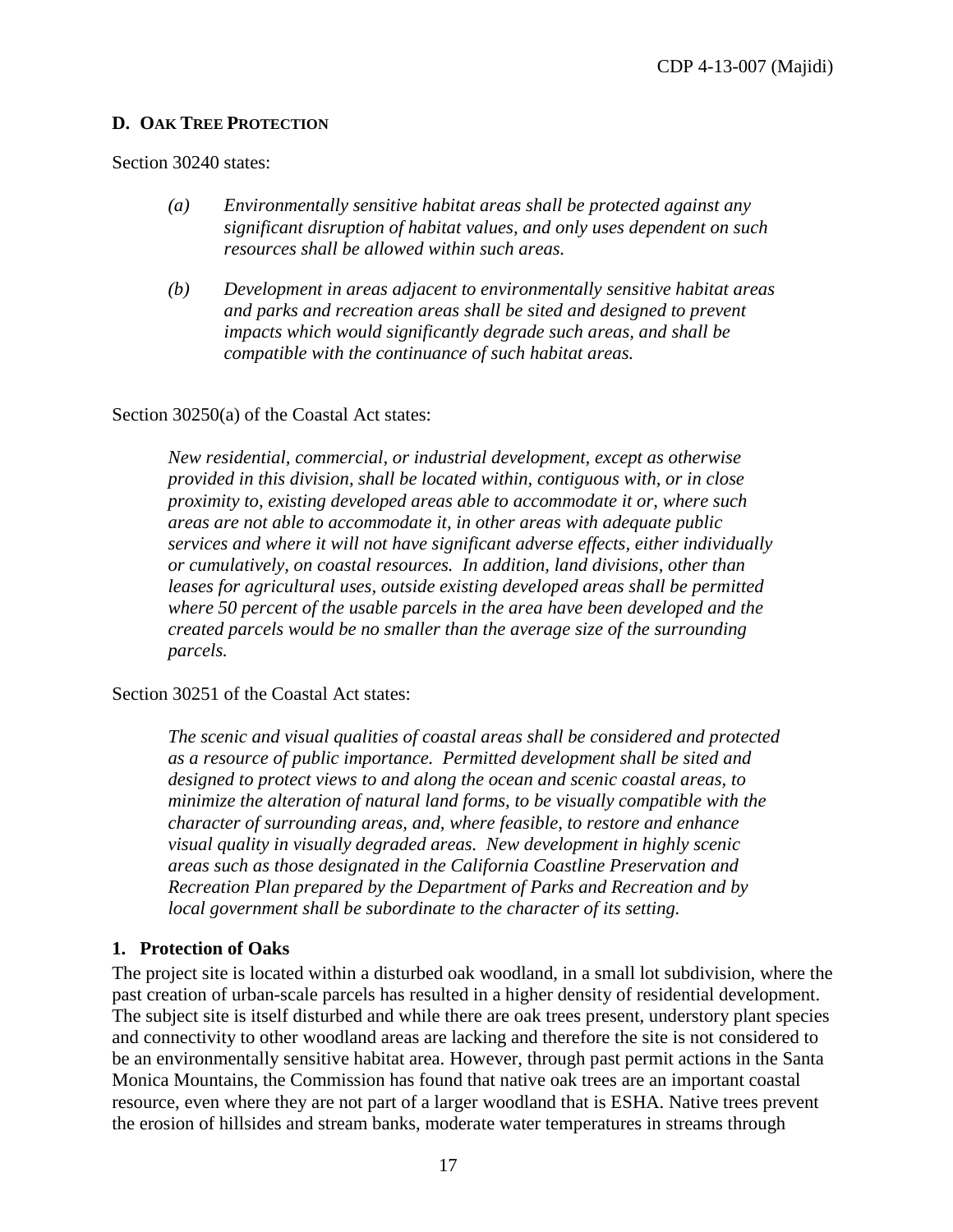### D. Oak Tree Protection

Section 30240 states:

> *(a) Environmentally sensitive habitat areas shall be protected against any significant disruption of habitat values, and only uses dependent on such resources shall be allowed within such areas.*
>
> *(b) Development in areas adjacent to environmentally sensitive habitat areas and parks and recreation areas shall be sited and designed to prevent impacts which would significantly degrade such areas, and shall be compatible with the continuance of such habitat areas.*

Section 30250(a) of the Coastal Act states:

> *New residential, commercial, or industrial development, except as otherwise provided in this division, shall be located within, contiguous with, or in close proximity to, existing developed areas able to accommodate it or, where such areas are not able to accommodate it, in other areas with adequate public services and where it will not have significant adverse effects, either individually or cumulatively, on coastal resources. In addition, land divisions, other than leases for agricultural uses, outside existing developed areas shall be permitted where 50 percent of the usable parcels in the area have been developed and the created parcels would be no smaller than the average size of the surrounding parcels.*

Section 30251 of the Coastal Act states:

> *The scenic and visual qualities of coastal areas shall be considered and protected as a resource of public importance. Permitted development shall be sited and designed to protect views to and along the ocean and scenic coastal areas, to minimize the alteration of natural land forms, to be visually compatible with the character of surrounding areas, and, where feasible, to restore and enhance visual quality in visually degraded areas. New development in highly scenic areas such as those designated in the California Coastline Preservation and Recreation Plan prepared by the Department of Parks and Recreation and by local government shall be subordinate to the character of its setting.*

#### 1. Protection of Oaks

The project site is located within a disturbed oak woodland, in a small lot subdivision, where the past creation of urban-scale parcels has resulted in a higher density of residential development. The subject site is itself disturbed and while there are oak trees present, understory plant species and connectivity to other woodland areas are lacking and therefore the site is not considered to be an environmentally sensitive habitat area. However, through past permit actions in the Santa Monica Mountains, the Commission has found that native oak trees are an important coastal resource, even where they are not part of a larger woodland that is ESHA. Native trees prevent the erosion of hillsides and stream banks, moderate water temperatures in streams through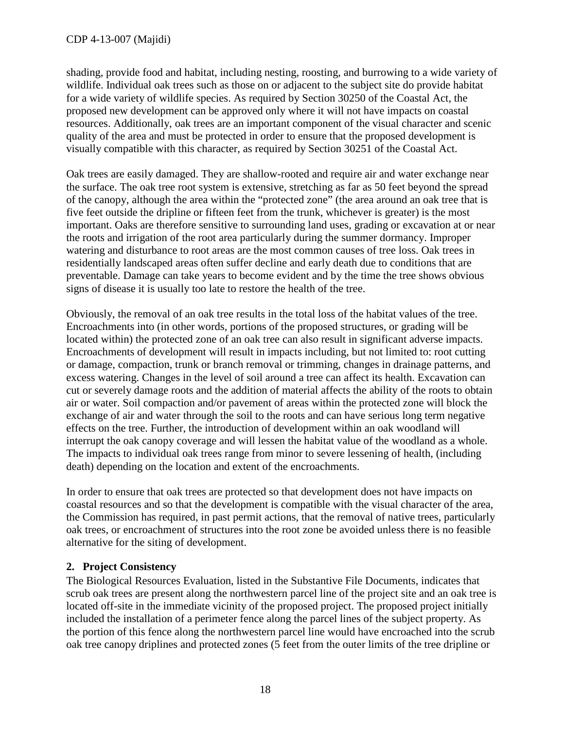shading, provide food and habitat, including nesting, roosting, and burrowing to a wide variety of wildlife. Individual oak trees such as those on or adjacent to the subject site do provide habitat for a wide variety of wildlife species. As required by Section 30250 of the Coastal Act, the proposed new development can be approved only where it will not have impacts on coastal resources. Additionally, oak trees are an important component of the visual character and scenic quality of the area and must be protected in order to ensure that the proposed development is visually compatible with this character, as required by Section 30251 of the Coastal Act.

Oak trees are easily damaged. They are shallow-rooted and require air and water exchange near the surface. The oak tree root system is extensive, stretching as far as 50 feet beyond the spread of the canopy, although the area within the "protected zone" (the area around an oak tree that is five feet outside the dripline or fifteen feet from the trunk, whichever is greater) is the most important. Oaks are therefore sensitive to surrounding land uses, grading or excavation at or near the roots and irrigation of the root area particularly during the summer dormancy. Improper watering and disturbance to root areas are the most common causes of tree loss. Oak trees in residentially landscaped areas often suffer decline and early death due to conditions that are preventable. Damage can take years to become evident and by the time the tree shows obvious signs of disease it is usually too late to restore the health of the tree.

Obviously, the removal of an oak tree results in the total loss of the habitat values of the tree. Encroachments into (in other words, portions of the proposed structures, or grading will be located within) the protected zone of an oak tree can also result in significant adverse impacts. Encroachments of development will result in impacts including, but not limited to: root cutting or damage, compaction, trunk or branch removal or trimming, changes in drainage patterns, and excess watering. Changes in the level of soil around a tree can affect its health. Excavation can cut or severely damage roots and the addition of material affects the ability of the roots to obtain air or water. Soil compaction and/or pavement of areas within the protected zone will block the exchange of air and water through the soil to the roots and can have serious long term negative effects on the tree. Further, the introduction of development within an oak woodland will interrupt the oak canopy coverage and will lessen the habitat value of the woodland as a whole. The impacts to individual oak trees range from minor to severe lessening of health, (including death) depending on the location and extent of the encroachments.

In order to ensure that oak trees are protected so that development does not have impacts on coastal resources and so that the development is compatible with the visual character of the area, the Commission has required, in past permit actions, that the removal of native trees, particularly oak trees, or encroachment of structures into the root zone be avoided unless there is no feasible alternative for the siting of development.

**2. Project Consistency**

The Biological Resources Evaluation, listed in the Substantive File Documents, indicates that scrub oak trees are present along the northwestern parcel line of the project site and an oak tree is located off-site in the immediate vicinity of the proposed project. The proposed project initially included the installation of a perimeter fence along the parcel lines of the subject property. As the portion of this fence along the northwestern parcel line would have encroached into the scrub oak tree canopy driplines and protected zones (5 feet from the outer limits of the tree dripline or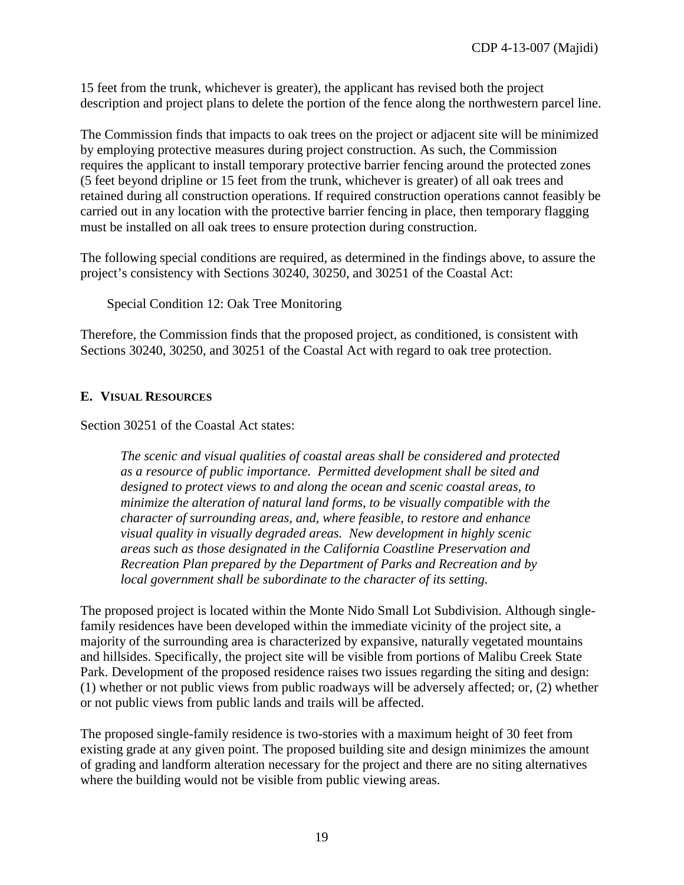15 feet from the trunk, whichever is greater), the applicant has revised both the project description and project plans to delete the portion of the fence along the northwestern parcel line.

The Commission finds that impacts to oak trees on the project or adjacent site will be minimized by employing protective measures during project construction. As such, the Commission requires the applicant to install temporary protective barrier fencing around the protected zones (5 feet beyond dripline or 15 feet from the trunk, whichever is greater) of all oak trees and retained during all construction operations. If required construction operations cannot feasibly be carried out in any location with the protective barrier fencing in place, then temporary flagging must be installed on all oak trees to ensure protection during construction.

The following special conditions are required, as determined in the findings above, to assure the project's consistency with Sections 30240, 30250, and 30251 of the Coastal Act:

Special Condition 12: Oak Tree Monitoring

Therefore, the Commission finds that the proposed project, as conditioned, is consistent with Sections 30240, 30250, and 30251 of the Coastal Act with regard to oak tree protection.

## E. Visual Resources

Section 30251 of the Coastal Act states:

> *The scenic and visual qualities of coastal areas shall be considered and protected as a resource of public importance. Permitted development shall be sited and designed to protect views to and along the ocean and scenic coastal areas, to minimize the alteration of natural land forms, to be visually compatible with the character of surrounding areas, and, where feasible, to restore and enhance visual quality in visually degraded areas. New development in highly scenic areas such as those designated in the California Coastline Preservation and Recreation Plan prepared by the Department of Parks and Recreation and by local government shall be subordinate to the character of its setting.*

The proposed project is located within the Monte Nido Small Lot Subdivision. Although single-family residences have been developed within the immediate vicinity of the project site, a majority of the surrounding area is characterized by expansive, naturally vegetated mountains and hillsides. Specifically, the project site will be visible from portions of Malibu Creek State Park. Development of the proposed residence raises two issues regarding the siting and design: (1) whether or not public views from public roadways will be adversely affected; or, (2) whether or not public views from public lands and trails will be affected.

The proposed single-family residence is two-stories with a maximum height of 30 feet from existing grade at any given point. The proposed building site and design minimizes the amount of grading and landform alteration necessary for the project and there are no siting alternatives where the building would not be visible from public viewing areas.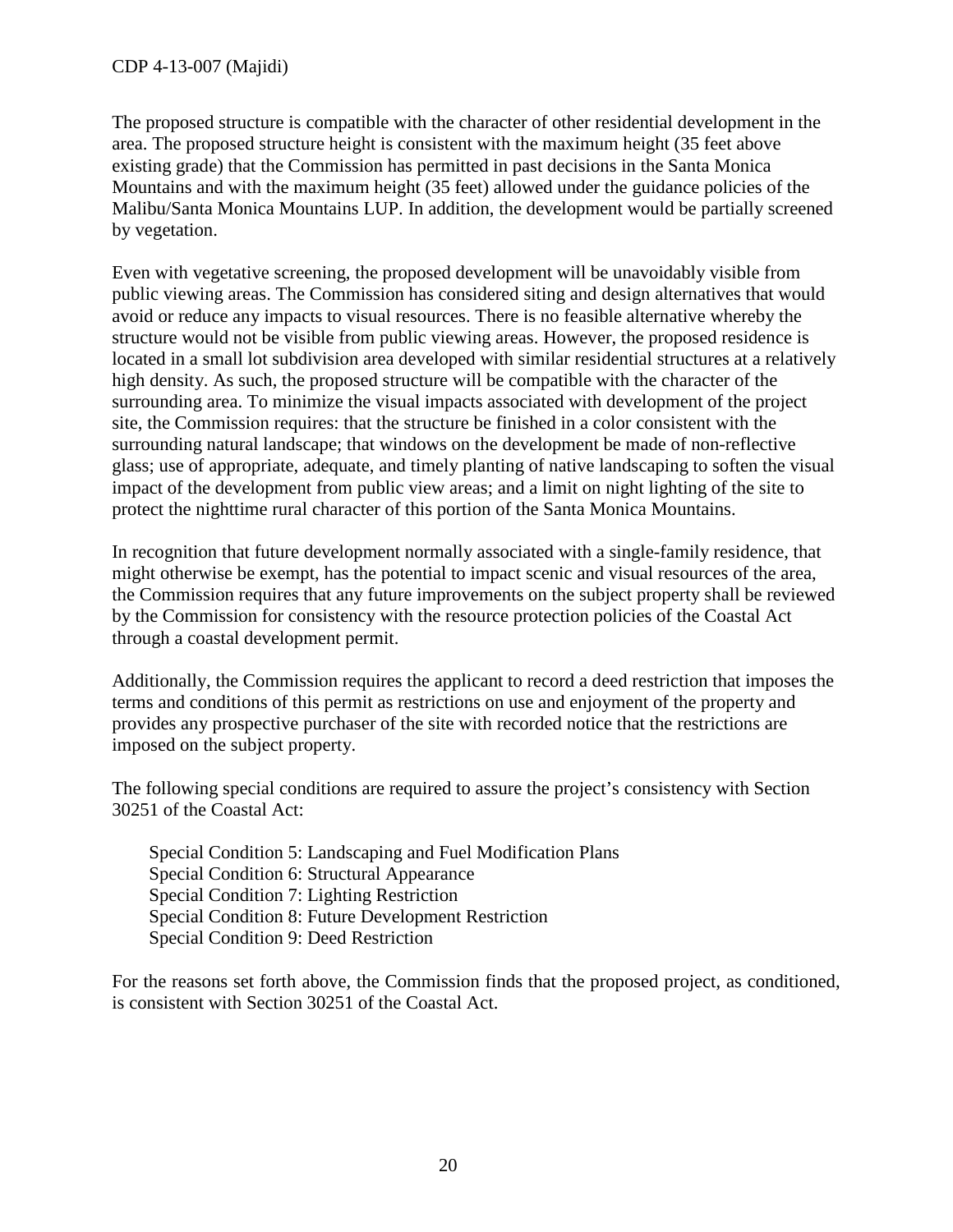The proposed structure is compatible with the character of other residential development in the area. The proposed structure height is consistent with the maximum height (35 feet above existing grade) that the Commission has permitted in past decisions in the Santa Monica Mountains and with the maximum height (35 feet) allowed under the guidance policies of the Malibu/Santa Monica Mountains LUP. In addition, the development would be partially screened by vegetation.

Even with vegetative screening, the proposed development will be unavoidably visible from public viewing areas. The Commission has considered siting and design alternatives that would avoid or reduce any impacts to visual resources. There is no feasible alternative whereby the structure would not be visible from public viewing areas. However, the proposed residence is located in a small lot subdivision area developed with similar residential structures at a relatively high density. As such, the proposed structure will be compatible with the character of the surrounding area. To minimize the visual impacts associated with development of the project site, the Commission requires: that the structure be finished in a color consistent with the surrounding natural landscape; that windows on the development be made of non-reflective glass; use of appropriate, adequate, and timely planting of native landscaping to soften the visual impact of the development from public view areas; and a limit on night lighting of the site to protect the nighttime rural character of this portion of the Santa Monica Mountains.

In recognition that future development normally associated with a single-family residence, that might otherwise be exempt, has the potential to impact scenic and visual resources of the area, the Commission requires that any future improvements on the subject property shall be reviewed by the Commission for consistency with the resource protection policies of the Coastal Act through a coastal development permit.

Additionally, the Commission requires the applicant to record a deed restriction that imposes the terms and conditions of this permit as restrictions on use and enjoyment of the property and provides any prospective purchaser of the site with recorded notice that the restrictions are imposed on the subject property.

The following special conditions are required to assure the project's consistency with Section 30251 of the Coastal Act:

Special Condition 5: Landscaping and Fuel Modification Plans
Special Condition 6: Structural Appearance
Special Condition 7: Lighting Restriction
Special Condition 8: Future Development Restriction
Special Condition 9: Deed Restriction

For the reasons set forth above, the Commission finds that the proposed project, as conditioned, is consistent with Section 30251 of the Coastal Act.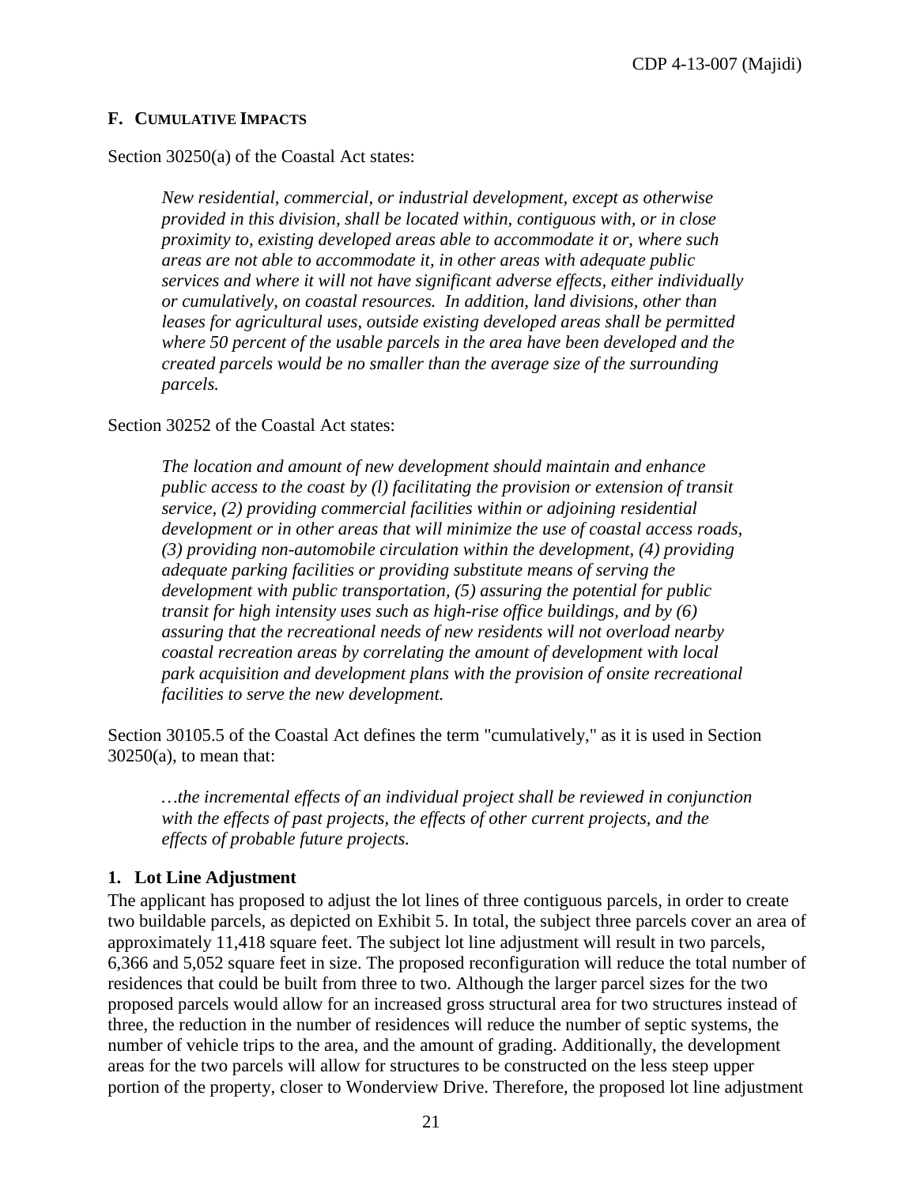### F. CUMULATIVE IMPACTS

Section 30250(a) of the Coastal Act states:

> *New residential, commercial, or industrial development, except as otherwise provided in this division, shall be located within, contiguous with, or in close proximity to, existing developed areas able to accommodate it or, where such areas are not able to accommodate it, in other areas with adequate public services and where it will not have significant adverse effects, either individually or cumulatively, on coastal resources. In addition, land divisions, other than leases for agricultural uses, outside existing developed areas shall be permitted where 50 percent of the usable parcels in the area have been developed and the created parcels would be no smaller than the average size of the surrounding parcels.*

Section 30252 of the Coastal Act states:

> *The location and amount of new development should maintain and enhance public access to the coast by (l) facilitating the provision or extension of transit service, (2) providing commercial facilities within or adjoining residential development or in other areas that will minimize the use of coastal access roads, (3) providing non-automobile circulation within the development, (4) providing adequate parking facilities or providing substitute means of serving the development with public transportation, (5) assuring the potential for public transit for high intensity uses such as high-rise office buildings, and by (6) assuring that the recreational needs of new residents will not overload nearby coastal recreation areas by correlating the amount of development with local park acquisition and development plans with the provision of onsite recreational facilities to serve the new development.*

Section 30105.5 of the Coastal Act defines the term "cumulatively," as it is used in Section 30250(a), to mean that:

> *…the incremental effects of an individual project shall be reviewed in conjunction with the effects of past projects, the effects of other current projects, and the effects of probable future projects.*

#### 1. Lot Line Adjustment

The applicant has proposed to adjust the lot lines of three contiguous parcels, in order to create two buildable parcels, as depicted on Exhibit 5. In total, the subject three parcels cover an area of approximately 11,418 square feet. The subject lot line adjustment will result in two parcels, 6,366 and 5,052 square feet in size. The proposed reconfiguration will reduce the total number of residences that could be built from three to two. Although the larger parcel sizes for the two proposed parcels would allow for an increased gross structural area for two structures instead of three, the reduction in the number of residences will reduce the number of septic systems, the number of vehicle trips to the area, and the amount of grading. Additionally, the development areas for the two parcels will allow for structures to be constructed on the less steep upper portion of the property, closer to Wonderview Drive. Therefore, the proposed lot line adjustment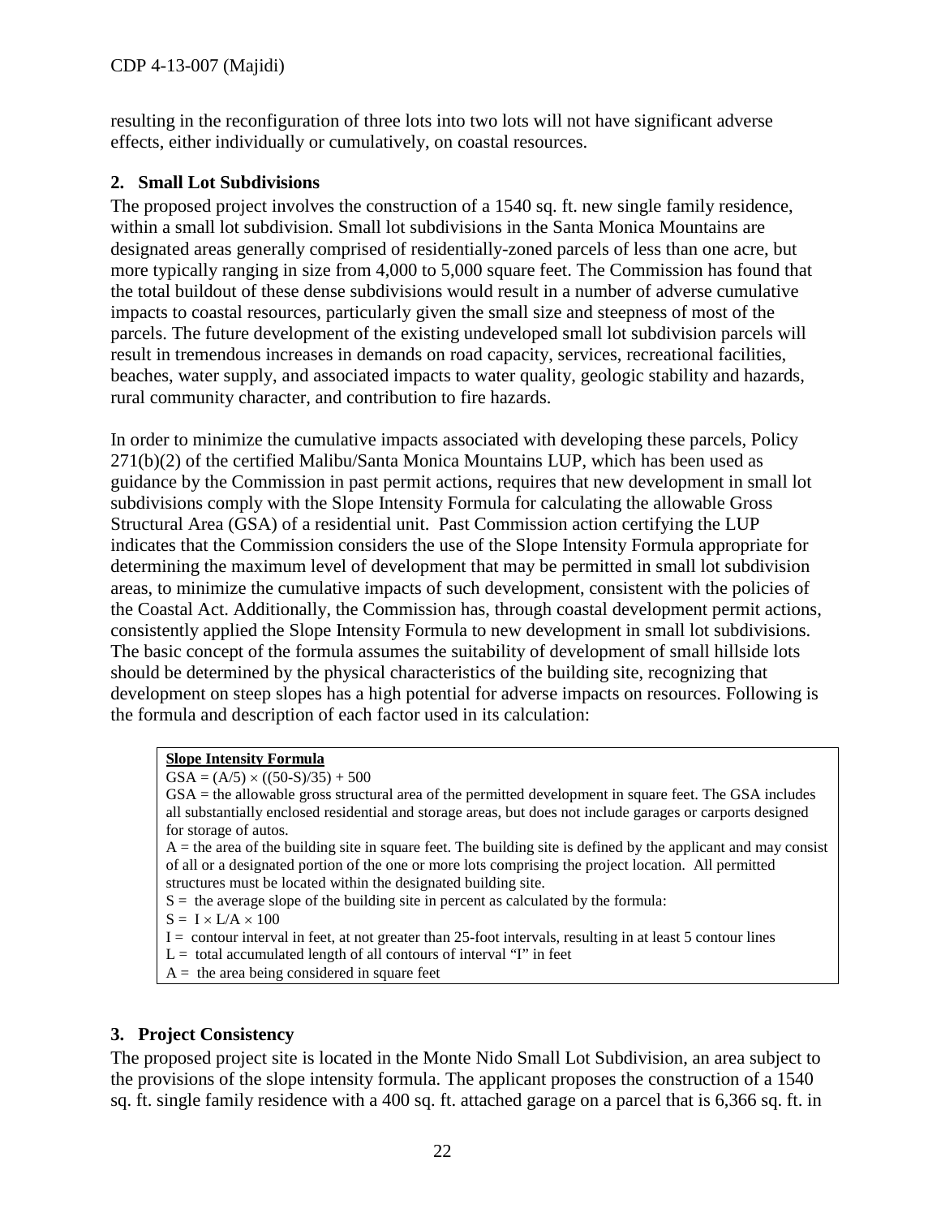resulting in the reconfiguration of three lots into two lots will not have significant adverse effects, either individually or cumulatively, on coastal resources.

### 2. Small Lot Subdivisions

The proposed project involves the construction of a 1540 sq. ft. new single family residence, within a small lot subdivision. Small lot subdivisions in the Santa Monica Mountains are designated areas generally comprised of residentially-zoned parcels of less than one acre, but more typically ranging in size from 4,000 to 5,000 square feet. The Commission has found that the total buildout of these dense subdivisions would result in a number of adverse cumulative impacts to coastal resources, particularly given the small size and steepness of most of the parcels. The future development of the existing undeveloped small lot subdivision parcels will result in tremendous increases in demands on road capacity, services, recreational facilities, beaches, water supply, and associated impacts to water quality, geologic stability and hazards, rural community character, and contribution to fire hazards.

In order to minimize the cumulative impacts associated with developing these parcels, Policy 271(b)(2) of the certified Malibu/Santa Monica Mountains LUP, which has been used as guidance by the Commission in past permit actions, requires that new development in small lot subdivisions comply with the Slope Intensity Formula for calculating the allowable Gross Structural Area (GSA) of a residential unit. Past Commission action certifying the LUP indicates that the Commission considers the use of the Slope Intensity Formula appropriate for determining the maximum level of development that may be permitted in small lot subdivision areas, to minimize the cumulative impacts of such development, consistent with the policies of the Coastal Act. Additionally, the Commission has, through coastal development permit actions, consistently applied the Slope Intensity Formula to new development in small lot subdivisions. The basic concept of the formula assumes the suitability of development of small hillside lots should be determined by the physical characteristics of the building site, recognizing that development on steep slopes has a high potential for adverse impacts on resources. Following is the formula and description of each factor used in its calculation:

**Slope Intensity Formula**

$GSA = (A/5) \times ((50-S)/35) + 500$

GSA = the allowable gross structural area of the permitted development in square feet. The GSA includes all substantially enclosed residential and storage areas, but does not include garages or carports designed for storage of autos.

A = the area of the building site in square feet. The building site is defined by the applicant and may consist of all or a designated portion of the one or more lots comprising the project location. All permitted structures must be located within the designated building site.

S = the average slope of the building site in percent as calculated by the formula:

$S = I \times L/A \times 100$

I = contour interval in feet, at not greater than 25-foot intervals, resulting in at least 5 contour lines

L = total accumulated length of all contours of interval "I" in feet

A = the area being considered in square feet

### 3. Project Consistency

The proposed project site is located in the Monte Nido Small Lot Subdivision, an area subject to the provisions of the slope intensity formula. The applicant proposes the construction of a 1540 sq. ft. single family residence with a 400 sq. ft. attached garage on a parcel that is 6,366 sq. ft. in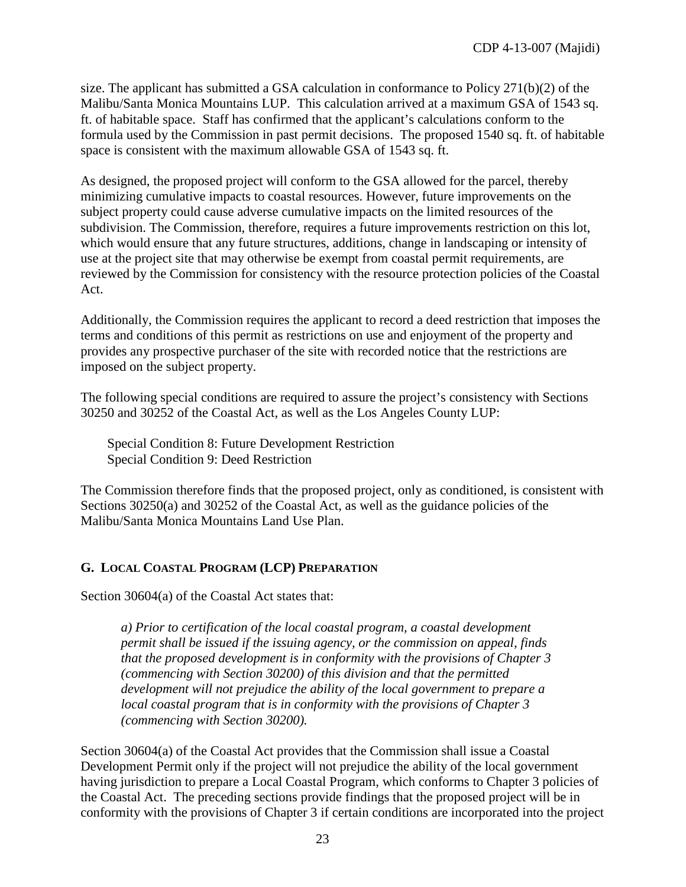size. The applicant has submitted a GSA calculation in conformance to Policy 271(b)(2) of the Malibu/Santa Monica Mountains LUP. This calculation arrived at a maximum GSA of 1543 sq. ft. of habitable space. Staff has confirmed that the applicant's calculations conform to the formula used by the Commission in past permit decisions. The proposed 1540 sq. ft. of habitable space is consistent with the maximum allowable GSA of 1543 sq. ft.

As designed, the proposed project will conform to the GSA allowed for the parcel, thereby minimizing cumulative impacts to coastal resources. However, future improvements on the subject property could cause adverse cumulative impacts on the limited resources of the subdivision. The Commission, therefore, requires a future improvements restriction on this lot, which would ensure that any future structures, additions, change in landscaping or intensity of use at the project site that may otherwise be exempt from coastal permit requirements, are reviewed by the Commission for consistency with the resource protection policies of the Coastal Act.

Additionally, the Commission requires the applicant to record a deed restriction that imposes the terms and conditions of this permit as restrictions on use and enjoyment of the property and provides any prospective purchaser of the site with recorded notice that the restrictions are imposed on the subject property.

The following special conditions are required to assure the project's consistency with Sections 30250 and 30252 of the Coastal Act, as well as the Los Angeles County LUP:

Special Condition 8: Future Development Restriction
Special Condition 9: Deed Restriction

The Commission therefore finds that the proposed project, only as conditioned, is consistent with Sections 30250(a) and 30252 of the Coastal Act, as well as the guidance policies of the Malibu/Santa Monica Mountains Land Use Plan.

## G. LOCAL COASTAL PROGRAM (LCP) PREPARATION

Section 30604(a) of the Coastal Act states that:

> *a) Prior to certification of the local coastal program, a coastal development permit shall be issued if the issuing agency, or the commission on appeal, finds that the proposed development is in conformity with the provisions of Chapter 3 (commencing with Section 30200) of this division and that the permitted development will not prejudice the ability of the local government to prepare a local coastal program that is in conformity with the provisions of Chapter 3 (commencing with Section 30200).*

Section 30604(a) of the Coastal Act provides that the Commission shall issue a Coastal Development Permit only if the project will not prejudice the ability of the local government having jurisdiction to prepare a Local Coastal Program, which conforms to Chapter 3 policies of the Coastal Act. The preceding sections provide findings that the proposed project will be in conformity with the provisions of Chapter 3 if certain conditions are incorporated into the project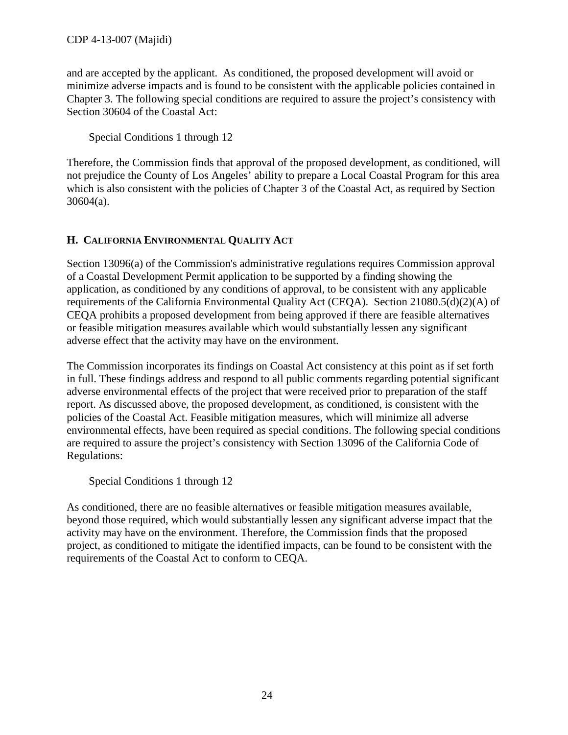and are accepted by the applicant. As conditioned, the proposed development will avoid or minimize adverse impacts and is found to be consistent with the applicable policies contained in Chapter 3. The following special conditions are required to assure the project's consistency with Section 30604 of the Coastal Act:

Special Conditions 1 through 12

Therefore, the Commission finds that approval of the proposed development, as conditioned, will not prejudice the County of Los Angeles' ability to prepare a Local Coastal Program for this area which is also consistent with the policies of Chapter 3 of the Coastal Act, as required by Section 30604(a).

### H. CALIFORNIA ENVIRONMENTAL QUALITY ACT

Section 13096(a) of the Commission's administrative regulations requires Commission approval of a Coastal Development Permit application to be supported by a finding showing the application, as conditioned by any conditions of approval, to be consistent with any applicable requirements of the California Environmental Quality Act (CEQA). Section 21080.5(d)(2)(A) of CEQA prohibits a proposed development from being approved if there are feasible alternatives or feasible mitigation measures available which would substantially lessen any significant adverse effect that the activity may have on the environment.

The Commission incorporates its findings on Coastal Act consistency at this point as if set forth in full. These findings address and respond to all public comments regarding potential significant adverse environmental effects of the project that were received prior to preparation of the staff report. As discussed above, the proposed development, as conditioned, is consistent with the policies of the Coastal Act. Feasible mitigation measures, which will minimize all adverse environmental effects, have been required as special conditions. The following special conditions are required to assure the project's consistency with Section 13096 of the California Code of Regulations:

Special Conditions 1 through 12

As conditioned, there are no feasible alternatives or feasible mitigation measures available, beyond those required, which would substantially lessen any significant adverse impact that the activity may have on the environment. Therefore, the Commission finds that the proposed project, as conditioned to mitigate the identified impacts, can be found to be consistent with the requirements of the Coastal Act to conform to CEQA.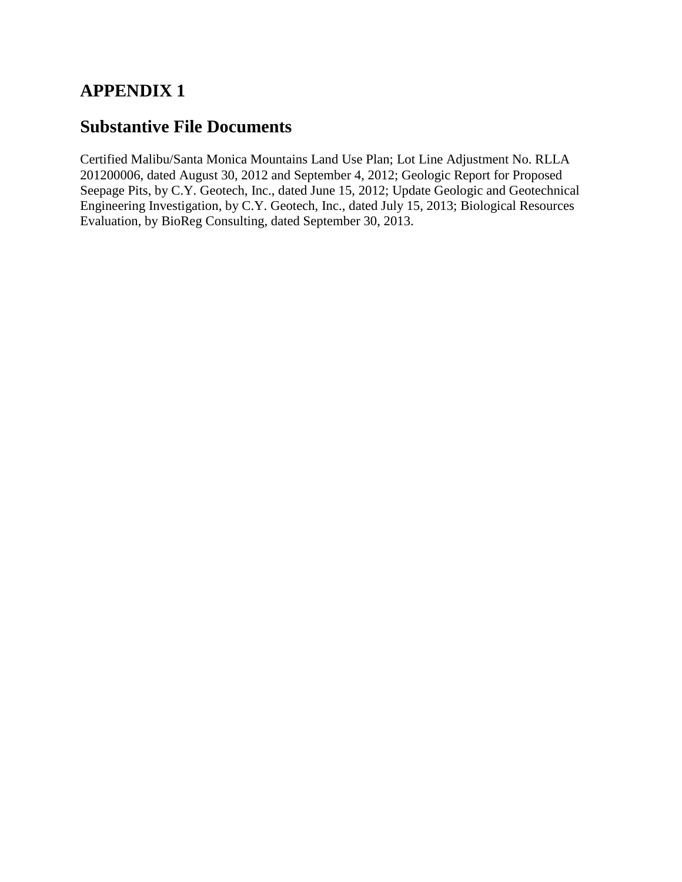# APPENDIX 1

## Substantive File Documents

Certified Malibu/Santa Monica Mountains Land Use Plan; Lot Line Adjustment No. RLLA 201200006, dated August 30, 2012 and September 4, 2012; Geologic Report for Proposed Seepage Pits, by C.Y. Geotech, Inc., dated June 15, 2012; Update Geologic and Geotechnical Engineering Investigation, by C.Y. Geotech, Inc., dated July 15, 2013; Biological Resources Evaluation, by BioReg Consulting, dated September 30, 2013.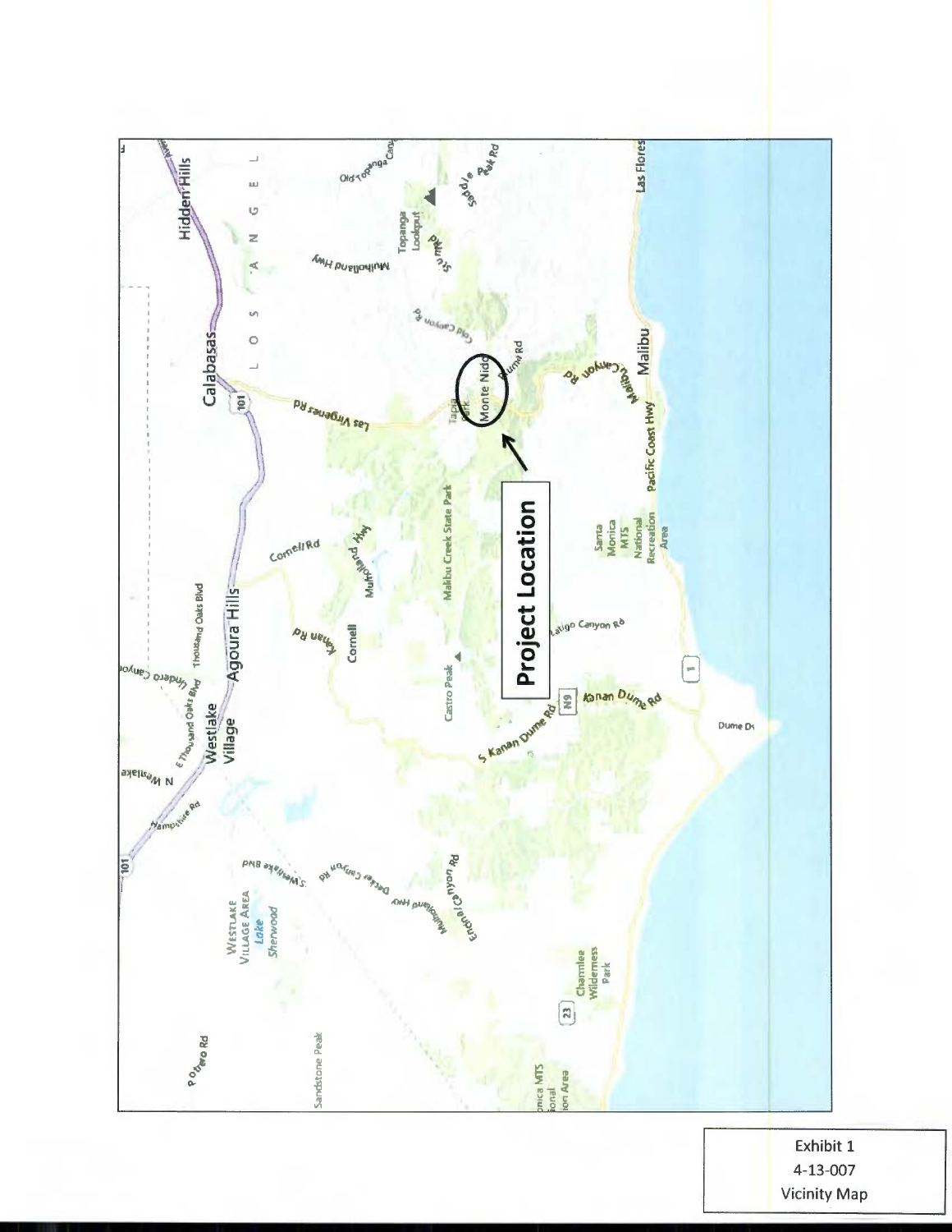Exhibit 1
4-13-007
Vicinity Map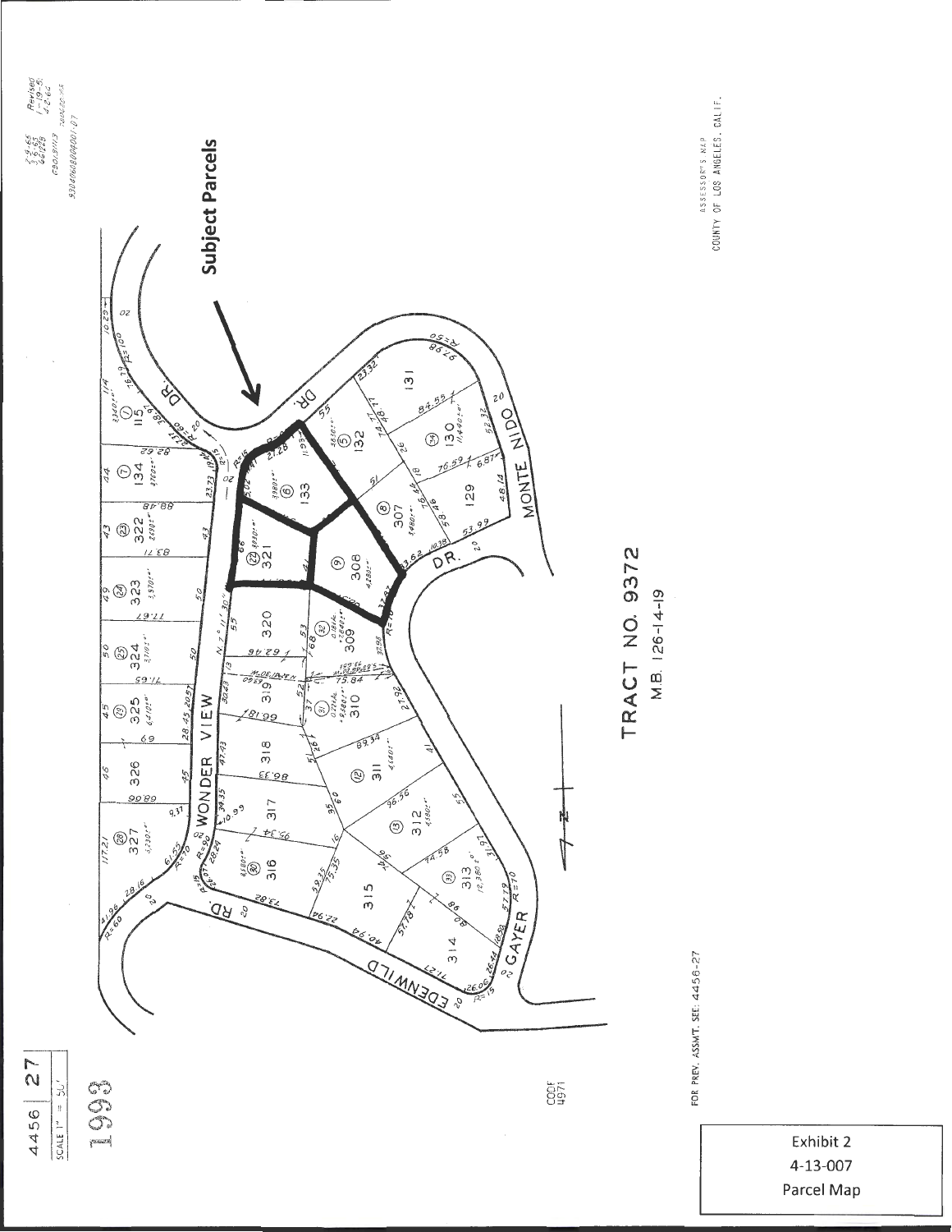4456 | 27

SCALE 1" = 50'

1993

**Subject Parcels**

TRACT NO. 9372

M.B. 126-14-19

WONDER VIEW DR.

MONTE NIDO DR.

EDENWILD RD.

GAYER DR.

FOR PREV. ASSMT. SEE: 4456-27

ASSESSOR'S MAP
COUNTY OF LOS ANGELES, CALIF.

Exhibit 2
4-13-007
Parcel Map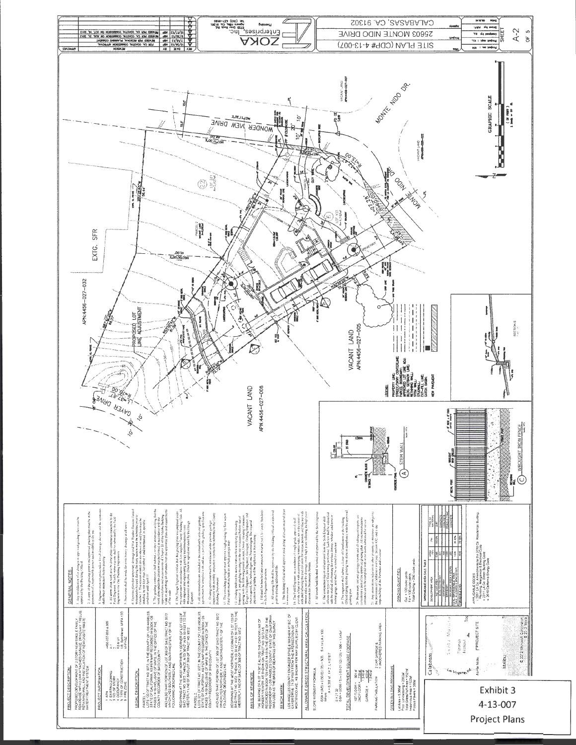# SITE PLAN (CDP# 4-13-007)

25603 MONTE NIDO DRIVE

CALABASAS, CA. 91302

ZOKA Enterprises, Inc.

SHEET A-2 OF 5

## PROJECT DESCRIPTION

PROPOSED DEVELOPMENT OF 2 STORY NEW SINGLE FAMILY RESIDENCE WITH 2 CAR ATTACHED GARAGE, DRIVEWAY, TRELLIS, RETAINING WALL AND INSTALLATION OF NEW ONSITE WASTE WATER TREATMENT SYSTEM.

## PROJECT INFORMATION

## LEGAL DESCRIPTION

## BASIS OF BEARINGS

## BENCH MARK

## ALLOWABLE GROSS STRUCTURAL AREA CALCULATION

## TOTAL DEVELOPMENT SQUARE FOOTAGE

## GREEN BUILDING PROGRAMS

## GENERAL NOTES

## GRADING QUANTITIES

Cut = 120 cubic yards

Fill = 130 cubic yards

Total Grading = 250 cubic yards

APPLICABLE CODES:

a. 2013 LA Co. Amendments to the 2010 CA Residential Building

b. 2011 LA Co. Green Building Code

c. 2010 California Energy Code

MONTE NIDO DR.

WONDER VIEW DRIVE

GAYLER DRIVE

EXTG. SFR

APN:4456-027-032

PROPOSED LOT LINE ADJUSTMENT

VACANT LAND APN:4456-027-005

VACANT LAND APN:4456-027-008

GRAPHIC SCALE

(A) STEM WALL

(C) WROUGHT IRON FENCE

Exhibit 3

4-13-007

Project Plans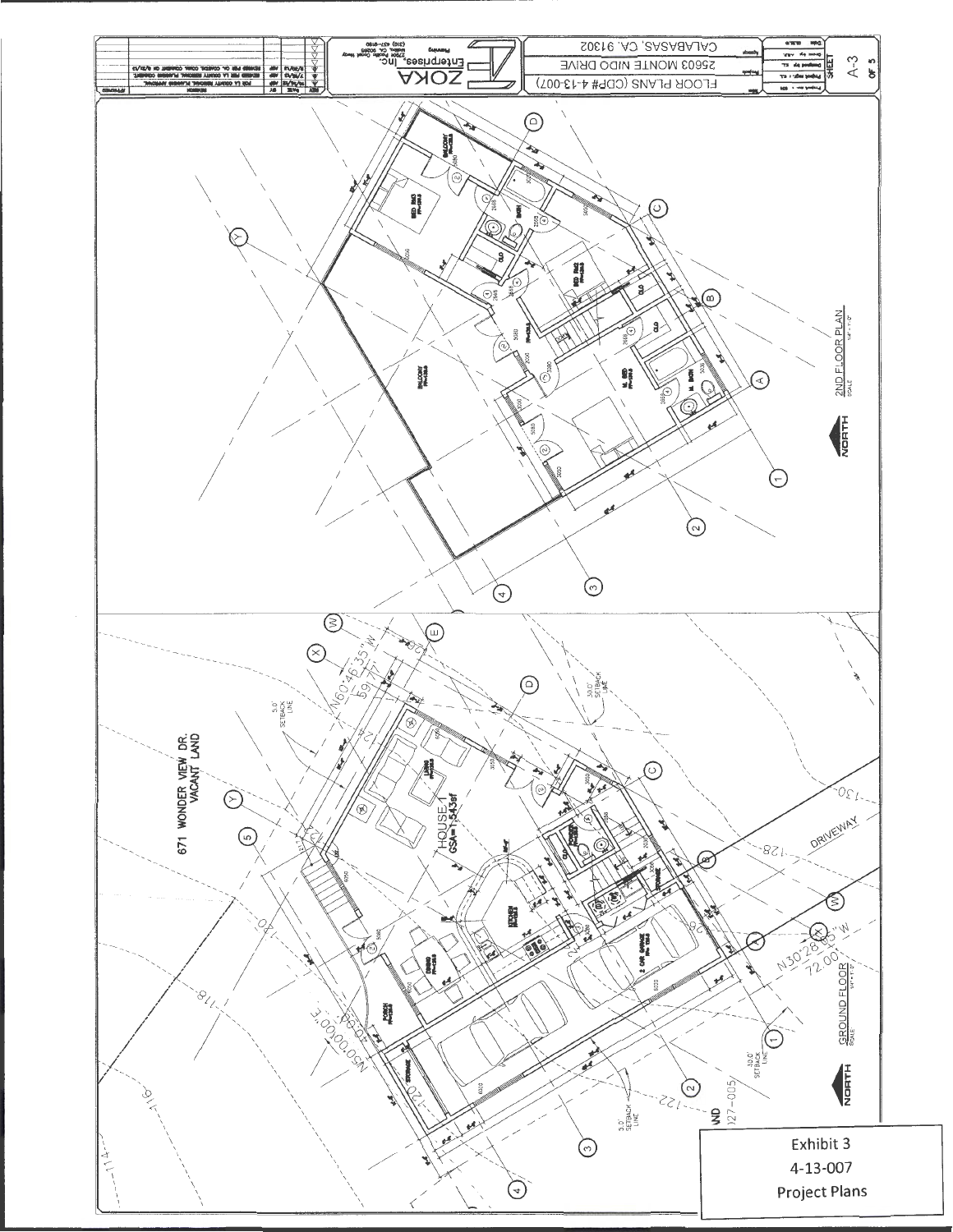FLOOR PLANS (CDP# 4-13-007)

25603 MONTE NIDO DRIVE

CALABASAS, CA. 91302

ZOKA Enterprises, Inc.

SHEET A-3 OF 5

2ND FLOOR PLAN

GROUND FLOOR

NORTH

671 WONDER VIEW DR. VACANT LAND

HOUSE 1 GSA=1,543sf

N60°46'35"W 59.71'

N30°28'05"W 72.00'

N50°00'00"E 40.00'

5.0' SETBACK LINE

30.0' SETBACK LINE

DRIVEWAY

2 CAR GARAGE

KITCHEN

DINING

LIVING

PORCH

STORAGE

BALCONY

BED RM

M. BED

M. BATH

BATH

CLO

Exhibit 3

4-13-007

Project Plans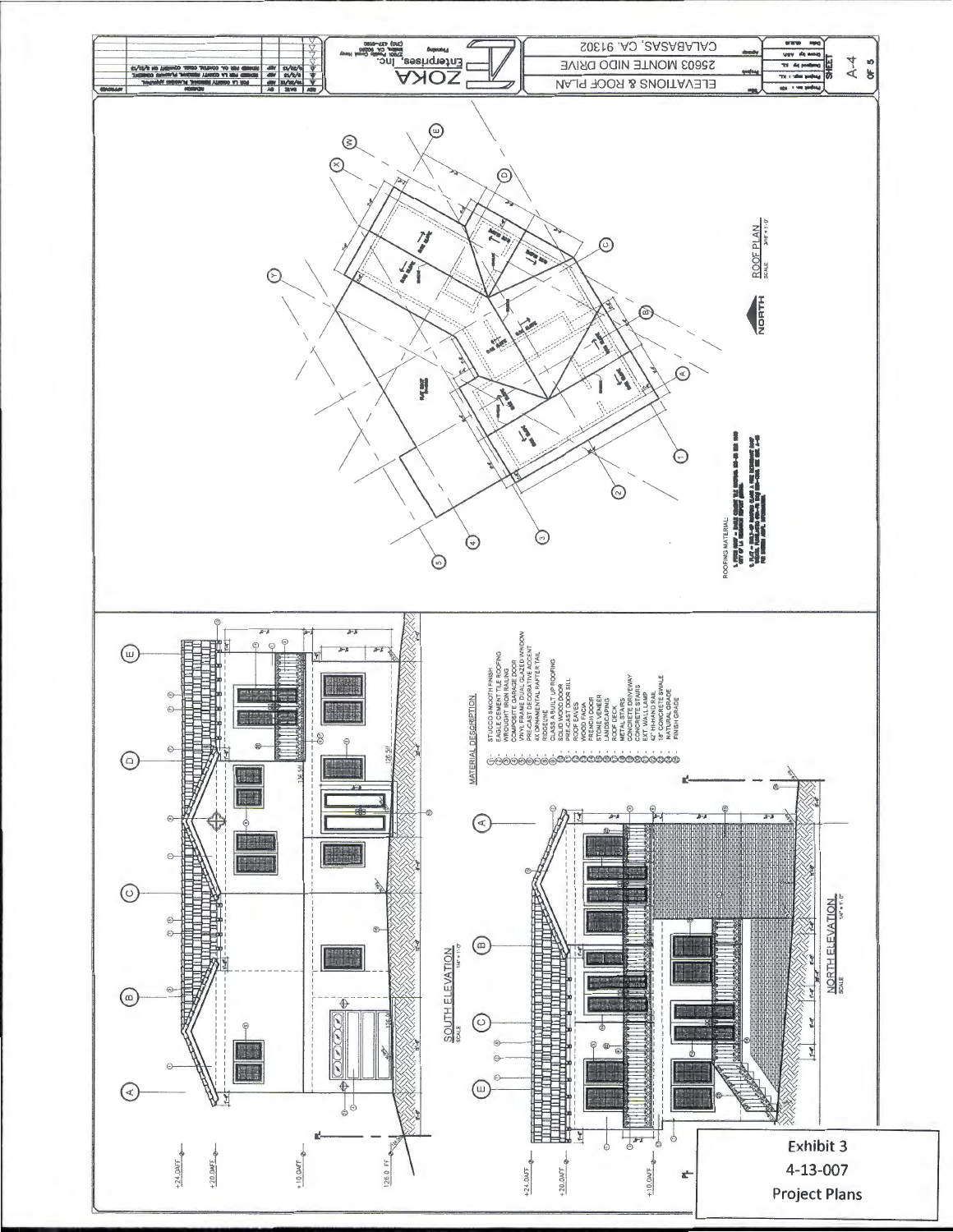ELEVATIONS & ROOF PLAN

25603 MONTE NIDO DRIVE

CALABASAS, CA. 91302

ZOKA Enterprises, Inc.

SHEET A-4 OF 5

ROOF PLAN

NORTH

ROOFING MATERIAL:

SOUTH ELEVATION

NORTH ELEVATION

MATERIAL DESCRIPTION

1. STUCCO SMOOTH FINISH
2. EAGLE CEMENT TILE ROOFING
3. WROUGHT IRON RAILING
4. COMPOSITE GARAGE DOOR
5. VINYL FRAME DUAL GLAZED WINDOW
6. PRE-CAST DECORATIVE ACCENT
7. 4X ORNAMENTAL RAFTER TAIL
8. RIDGELINE
9. CLASS A BUILT UP ROOFING
10. SOLID WOOD DOOR
11. PRE-CAST DOOR SILL
12. ROOF EAVES
13. WOOD FACIA
14. FRENCH DOOR
15. STONE VENEER
16. LANDSCAPING
17. ROOF DECK
18. METAL STAIRS
19. CONCRETE DRIVEWAY
20. CONCRETE STAIRS
21. EXT. WALL LAMP
22. 42" HI-HAND RAIL
23. 18" CONCRETE SWALE
24. NATURAL GRADE
25. FINISH GRADE

+24.0AFF

+20.0AFF

+10.0AFF

126.0 FF

Exhibit 3
4-13-007
Project Plans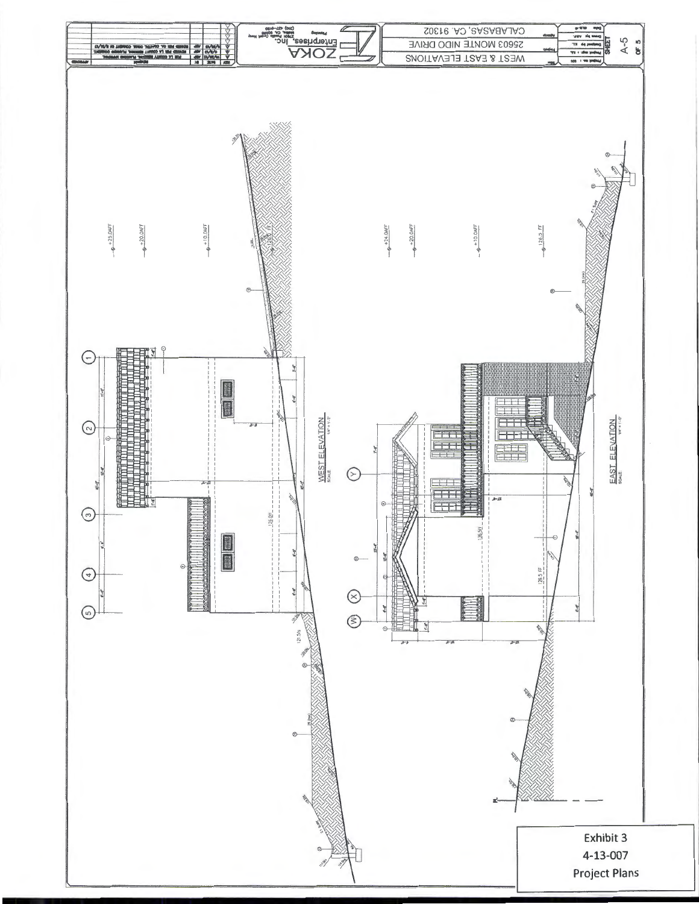# WEST & EAST ELEVATIONS

25603 MONTE NIDO DRIVE

CALABASAS, CA. 91302

ZOKA Enterprises, Inc.

SHEET A-5 OF 5

WEST ELEVATION

EAST ELEVATION

+25.0AFF

+20.0AFF

+10.0AFF

+24.0AFF

+20.0AFF

+10.0AFF

126.5 FF

Exhibit 3
4-13-007
Project Plans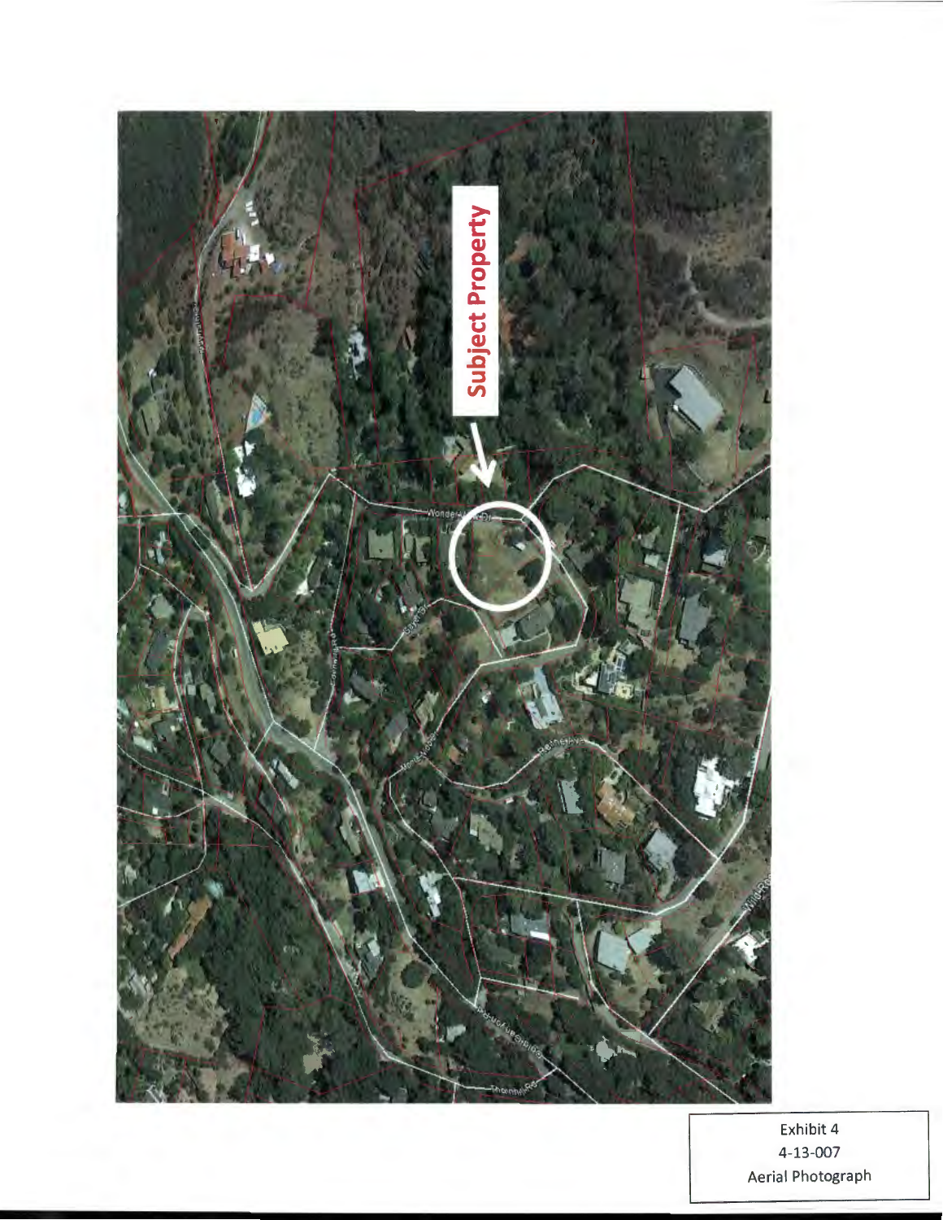Subject Property

Exhibit 4
4-13-007
Aerial Photograph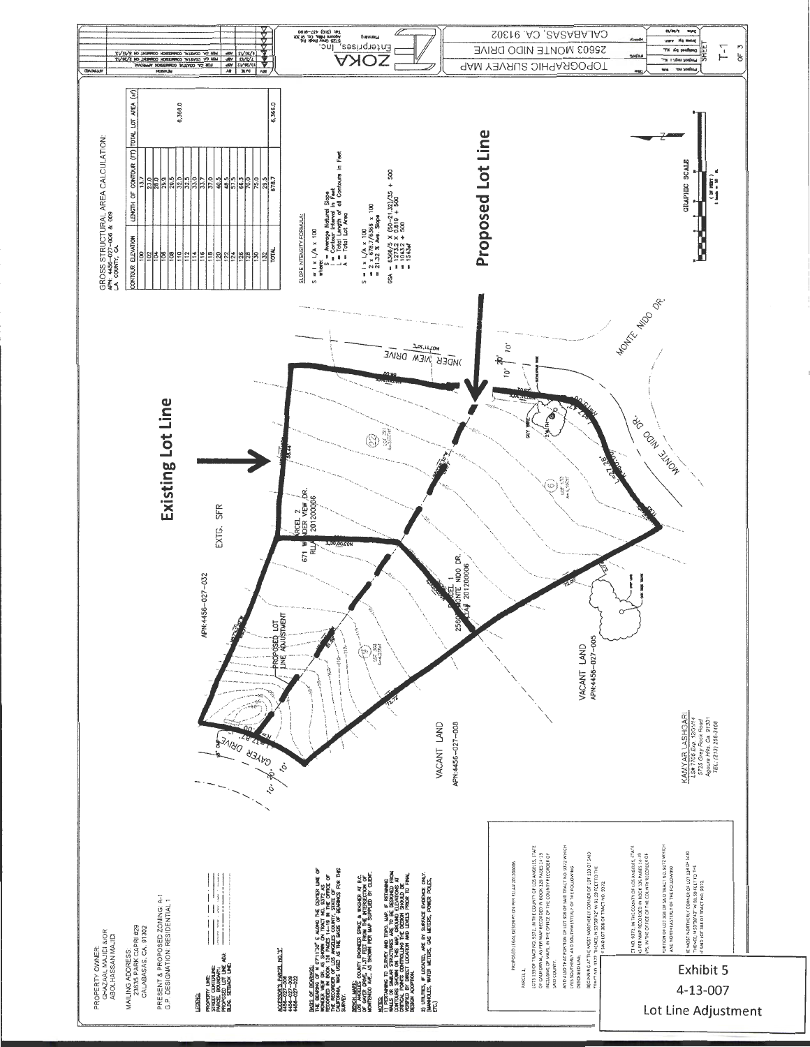# TOPOGRAPHIC SURVEY MAP

25603 MONTE NIDO DRIVE

CALABASAS, CA. 91302

ZOKA Enterprises, Inc.

SHEET T-1 OF 3

| REV | DATE | BY | REVISION | APPROVED |
|---|---|---|---|---|
| 1 | 10/26/12 | ABF | FOR CA. COASTAL COMMISSION APPROVAL | |
| 2 | 7/2/13 | ABF | PER CA. COASTAL COMMISSION COMMENT ON 2/25/13 | |
| 3 | 8/21/13 | ABF | PER CA. COASTAL COMMISSION COMMENT ON 8/15/13 | |

## GROSS STRUCTURAL AREA CALCULATION:

APN: 4456-027-008 & 009

LA COUNTY, CA

| CONTOUR ELEVATION | LENGTH OF CONTOUR (FT) | TOTAL LOT AREA (sf) |
|---|---|---|
| 100 | 13.7 | |
| 102 | 23.0 | |
| 104 | 28.0 | |
| 106 | 29.0 | |
| 108 | 29.5 | |
| 110 | 32.0 | 6,366.0 |
| 112 | 32.5 | |
| 114 | 33.0 | |
| 116 | 33.7 | |
| 118 | 37.0 | |
| 120 | 40.5 | |
| 122 | 49.5 | |
| 124 | 57.5 | |
| 126 | 66.3 | |
| 128 | 70.0 | |
| 130 | 75.0 | |
| 132 | 23.5 | |
| TOTAL | 678.7 | 6,366.0 |

SLOPE INTENSITY FORMULA:

$S = I \times L/A \times 100$

where:

S = Average Natural Slope
I = Contour Interval in Feet
L = Total Length of all Contours in Feet
A = Total Lot Area

$S = I \times L/A \times 100$
$= 2 \times 678.7/6366 \times 100$
$= 21.32$ % Ave. Slope

$GSA = 6366/5 \times (50-21.32)/35 + 500$
$= 1273.2 \times 0.819 + 500$
$= 1043.2 + 500$
$= 1543sf$

GRAPHIC SCALE (IN FEET) 1 inch = 10 ft.

**Proposed Lot Line**

**Existing Lot Line**

EXTG. SFR

PARCEL 2
671 WONDER VIEW DR.
RLLA# 201200006

PARCEL 1
25603 MONTE NIDO DR.
RLLA# 201200006

PROPOSED LOT LINE ADJUSTMENT

APN:4456-027-032

VACANT LAND
APN:4456-027-005

VACANT LAND
APN:4456-027-008

WONDER VIEW DRIVE

MONTE NIDO DR.

GAYER DRIVE

KAMYAR LASHGARI
LS# 7706 Exp. 12/31/14
5725 Grey Rock Road
Agoura Hills, Ca 91301
TEL (213) 268-3468

PROPERTY OWNER:
GHAZAAL MAJIDI &/OR
ABOLHASSAN MAJIDI

MAILING ADDRESS:
23635 PARK CAPRI #29
CALABASAS, CA 91302

PRESENT & PROPOSED ZONING: A-1
G.P. DESIGNATION: RESIDENTIAL 1

LEGEND:
PROPERTY LINE:
STREET CENTERLINE:
PARCEL BOUNDARY:
PROPOSED LOT LINE ADJ:
BLDG. SETBACK LINE:

ASSESSOR'S PARCEL NO.'S:
4456-027-008
4456-027-009
4456-027-022

BASIS OF BEARINGS:
THE BEARING OF N 07°11'30" E ALONG THE CENTER LINE OF WONDER VIEW DR. AS SHOWN ON TRACT NO. 9372 AS RECORDED IN BOOK 126 PAGES 14-19 IN THE OFFICE OF THE RECORDER OF LOS ANGELES COUNTY, STATE OF CALIFORNIA, WAS USED AS THE BASIS OF BEARINGS FOR THIS SURVEY.

BENCH MARK:
LOS ANGELES COUNTY ENGINEER SPIKE & WASHER AT E.C. OF GAYER DRIVE, 71.57 FEET FROM THE INTERSECTION OF WONDERVIEW AVE. AS SHOWN PER MAP SUPPLIED BY CLIENT.

NOTES:
1) PERTAINING TO SURVEY AND TOPO. MAP, IF RETAINING WALLS OR SIMILAR STRUCTURES ARE TO BE DESIGNED FROM CONTOURS SHOWN ON THIS MAP, GROUND ELEVATIONS AT CRITICAL POINTS CONTROLLING THE DESIGN SHOULD BE VERIFIED BY DIRECT LOCATION AND LEVELS PRIOR TO FINAL DESIGN ADOPTION.

2) UTILITIES, IF LOCATED, ARE BY SURFACE EVIDENCE ONLY. (MANHOLES, WATER METERS, GAS METERS, POWER POLES, ETC.)

PROPOSED LEGAL DESCRIPTION PER RLLA# 201200006

PARCEL 1

LOTS 133 OF TRACT NO 9372, IN THE COUNTY OF LOS ANGELES, STATE OF CALIFORNIA, AS PER MAP RECORDED IN BOOK 126 PAGES 14-19 INCLUSIVE OF MAPS, IN THE OFFICE OF THE COUNTY RECORDER OF SAID COUNTY.

AND ALSO THAT PORTION OF LOT 308 OF SAID TRACT NO 9372 WHICH LIES SOUTHERLY AND SOUTHWESTERLY OF THE FOLLOWING DESCRIBED LINE:

BEGINNING AT THE MOST NORTHERLY CORNER OF LOT 133 OF SAID TRACT ... SAID LOT 308 OF TRACT NO. 9372.

...CT NO. 9372, IN THE COUNTY OF LOS ANGELES, STATE ...AS PER MAP RECORDED IN BOOK 126 PAGES 14-19 ...PS, IN THE OFFICE OF THE COUNTY RECORDER OF

...PORTION OF LOT 308 OF SAID TRACT NO. 9372 WHICH ...AND NORTHEASTERLY OF THE FOLLOWING

...E MOST NORTHERLY CORNER OF LOT 133 OF SAID ...THENCE, N 53°39'42" W 83.59 FEET TO THE ...F SAID LOT 308 OF TRACT NO. 9372.

Exhibit 5
4-13-007
Lot Line Adjustment